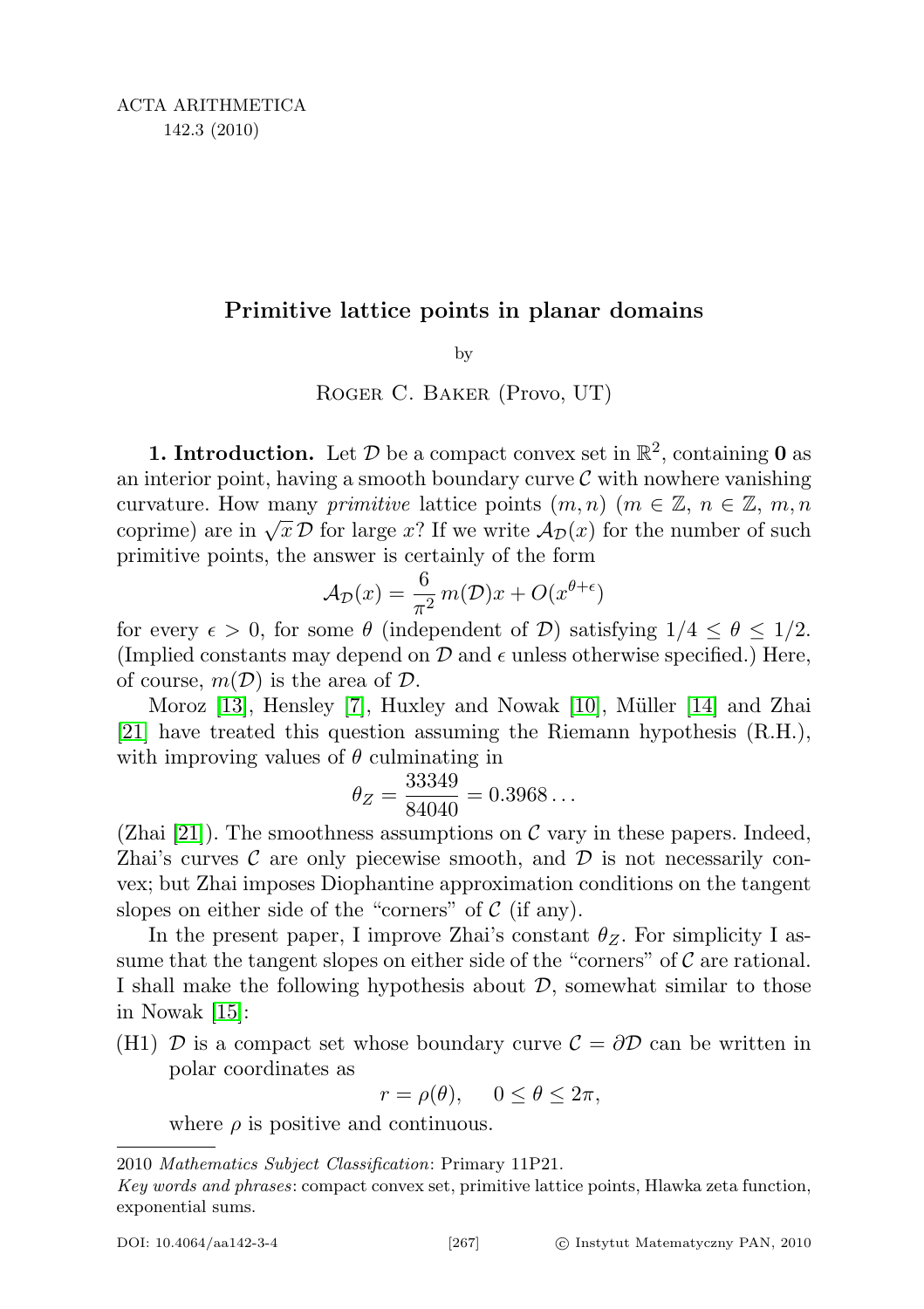# Primitive lattice points in planar domains

by

Roger C. Baker (Provo, UT)

**1. Introduction.** Let $\mathcal{D}$ be a compact convex set in $\mathbb{R}^2$, containing $\mathbf{0}$ as an interior point, having a smooth boundary curve $\mathcal{C}$ with nowhere vanishing curvature. How many *primitive* lattice points $(m,n)$ ($m \in \mathbb{Z}$, $n \in \mathbb{Z}$, $m,n$ coprime) are in $\sqrt{x}\,\mathcal{D}$ for large $x$? If we write $\mathcal{A}_{\mathcal{D}}(x)$ for the number of such primitive points, the answer is certainly of the form

$$\mathcal{A}_{\mathcal{D}}(x) = \frac{6}{\pi^2}\, m(\mathcal{D})x + O(x^{\theta+\epsilon})$$

for every $\epsilon > 0$, for some $\theta$ (independent of $\mathcal{D}$) satisfying $1/4 \le \theta \le 1/2$. (Implied constants may depend on $\mathcal{D}$ and $\epsilon$ unless otherwise specified.) Here, of course, $m(\mathcal{D})$ is the area of $\mathcal{D}$.

Moroz [13], Hensley [7], Huxley and Nowak [10], Müller [14] and Zhai [21] have treated this question assuming the Riemann hypothesis (R.H.), with improving values of $\theta$ culminating in

$$\theta_Z = \frac{33349}{84040} = 0.3968\ldots$$

(Zhai [21]). The smoothness assumptions on $\mathcal{C}$ vary in these papers. Indeed, Zhai's curves $\mathcal{C}$ are only piecewise smooth, and $\mathcal{D}$ is not necessarily convex; but Zhai imposes Diophantine approximation conditions on the tangent slopes on either side of the "corners" of $\mathcal{C}$ (if any).

In the present paper, I improve Zhai's constant $\theta_Z$. For simplicity I assume that the tangent slopes on either side of the "corners" of $\mathcal{C}$ are rational. I shall make the following hypothesis about $\mathcal{D}$, somewhat similar to those in Nowak [15]:

(H1) $\mathcal{D}$ is a compact set whose boundary curve $\mathcal{C} = \partial\mathcal{D}$ can be written in polar coordinates as

$$r = \rho(\theta), \quad 0 \le \theta \le 2\pi,$$

where $\rho$ is positive and continuous.

---

2010 *Mathematics Subject Classification*: Primary 11P21.

*Key words and phrases*: compact convex set, primitive lattice points, Hlawka zeta function, exponential sums.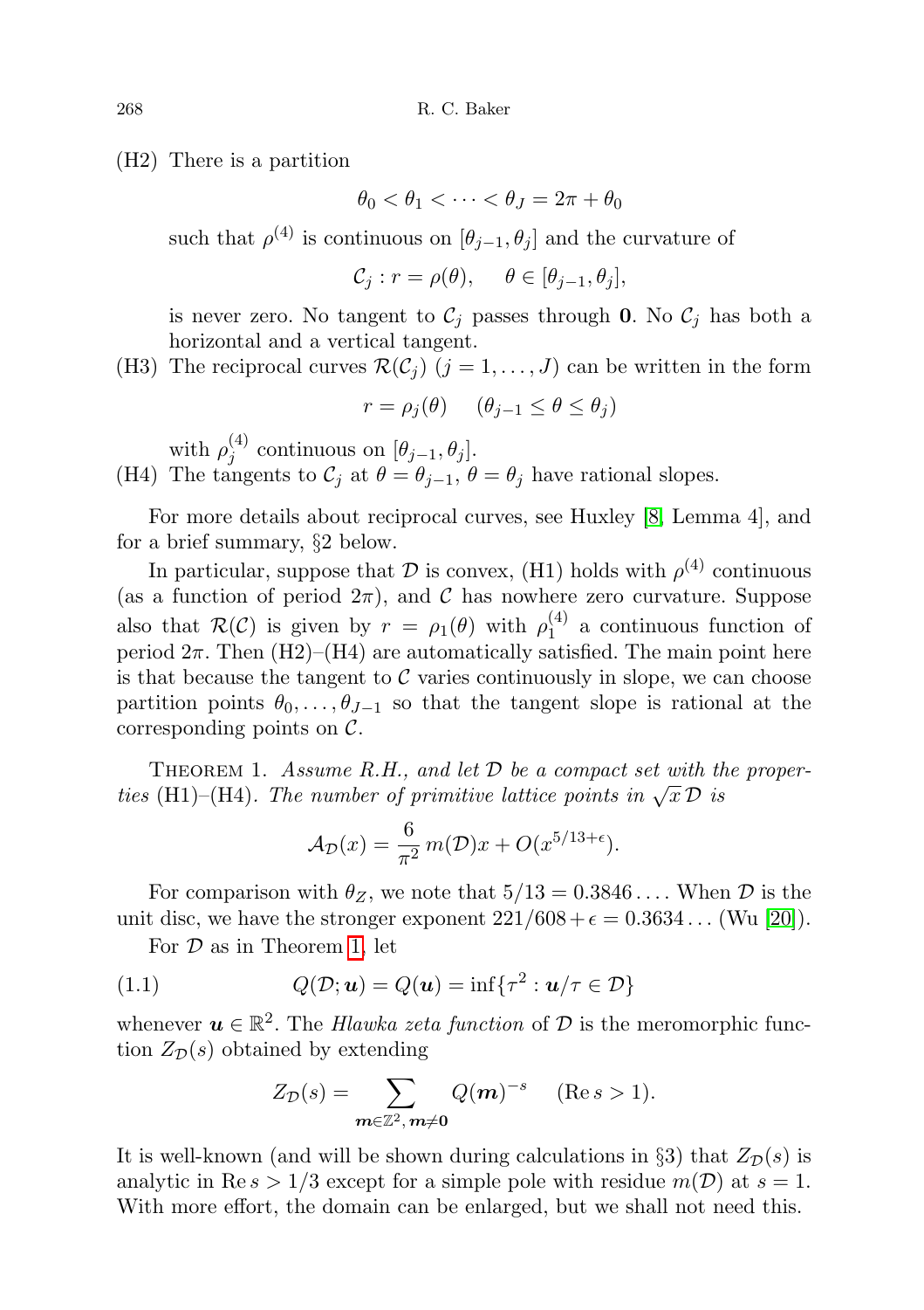(H2) There is a partition

$$\theta_0 < \theta_1 < \cdots < \theta_J = 2\pi + \theta_0$$

such that $\rho^{(4)}$ is continuous on $[\theta_{j-1}, \theta_j]$ and the curvature of

$$\mathcal{C}_j : r = \rho(\theta), \quad \theta \in [\theta_{j-1}, \theta_j],$$

is never zero. No tangent to $\mathcal{C}_j$ passes through $\mathbf{0}$. No $\mathcal{C}_j$ has both a horizontal and a vertical tangent.

(H3) The reciprocal curves $\mathcal{R}(\mathcal{C}_j)$ $(j = 1, \ldots, J)$ can be written in the form

$$r = \rho_j(\theta) \quad (\theta_{j-1} \le \theta \le \theta_j)$$

with $\rho_j^{(4)}$ continuous on $[\theta_{j-1}, \theta_j]$.

(H4) The tangents to $\mathcal{C}_j$ at $\theta = \theta_{j-1}$, $\theta = \theta_j$ have rational slopes.

For more details about reciprocal curves, see Huxley [8, Lemma 4], and for a brief summary, §2 below.

In particular, suppose that $\mathcal{D}$ is convex, (H1) holds with $\rho^{(4)}$ continuous (as a function of period $2\pi$), and $\mathcal{C}$ has nowhere zero curvature. Suppose also that $\mathcal{R}(\mathcal{C})$ is given by $r = \rho_1(\theta)$ with $\rho_1^{(4)}$ a continuous function of period $2\pi$. Then (H2)–(H4) are automatically satisfied. The main point here is that because the tangent to $\mathcal{C}$ varies continuously in slope, we can choose partition points $\theta_0, \ldots, \theta_{J-1}$ so that the tangent slope is rational at the corresponding points on $\mathcal{C}$.

Theorem 1. *Assume R.H., and let $\mathcal{D}$ be a compact set with the properties* (H1)–(H4). *The number of primitive lattice points in $\sqrt{x}\,\mathcal{D}$ is*

$$\mathcal{A}_{\mathcal{D}}(x) = \frac{6}{\pi^2}\, m(\mathcal{D}) x + O(x^{5/13+\epsilon}).$$

For comparison with $\theta_Z$, we note that $5/13 = 0.3846\ldots$. When $\mathcal{D}$ is the unit disc, we have the stronger exponent $221/608 + \epsilon = 0.3634\ldots$ (Wu [20]).

For $\mathcal{D}$ as in Theorem 1, let

$$Q(\mathcal{D}; \boldsymbol{u}) = Q(\boldsymbol{u}) = \inf\{\tau^2 : \boldsymbol{u}/\tau \in \mathcal{D}\} \tag{1.1}$$

whenever $\boldsymbol{u} \in \mathbb{R}^2$. The *Hlawka zeta function* of $\mathcal{D}$ is the meromorphic function $Z_{\mathcal{D}}(s)$ obtained by extending

$$Z_{\mathcal{D}}(s) = \sum_{\boldsymbol{m} \in \mathbb{Z}^2,\, \boldsymbol{m} \neq \mathbf{0}} Q(\boldsymbol{m})^{-s} \quad (\operatorname{Re} s > 1).$$

It is well-known (and will be shown during calculations in §3) that $Z_{\mathcal{D}}(s)$ is analytic in $\operatorname{Re} s > 1/3$ except for a simple pole with residue $m(\mathcal{D})$ at $s = 1$. With more effort, the domain can be enlarged, but we shall not need this.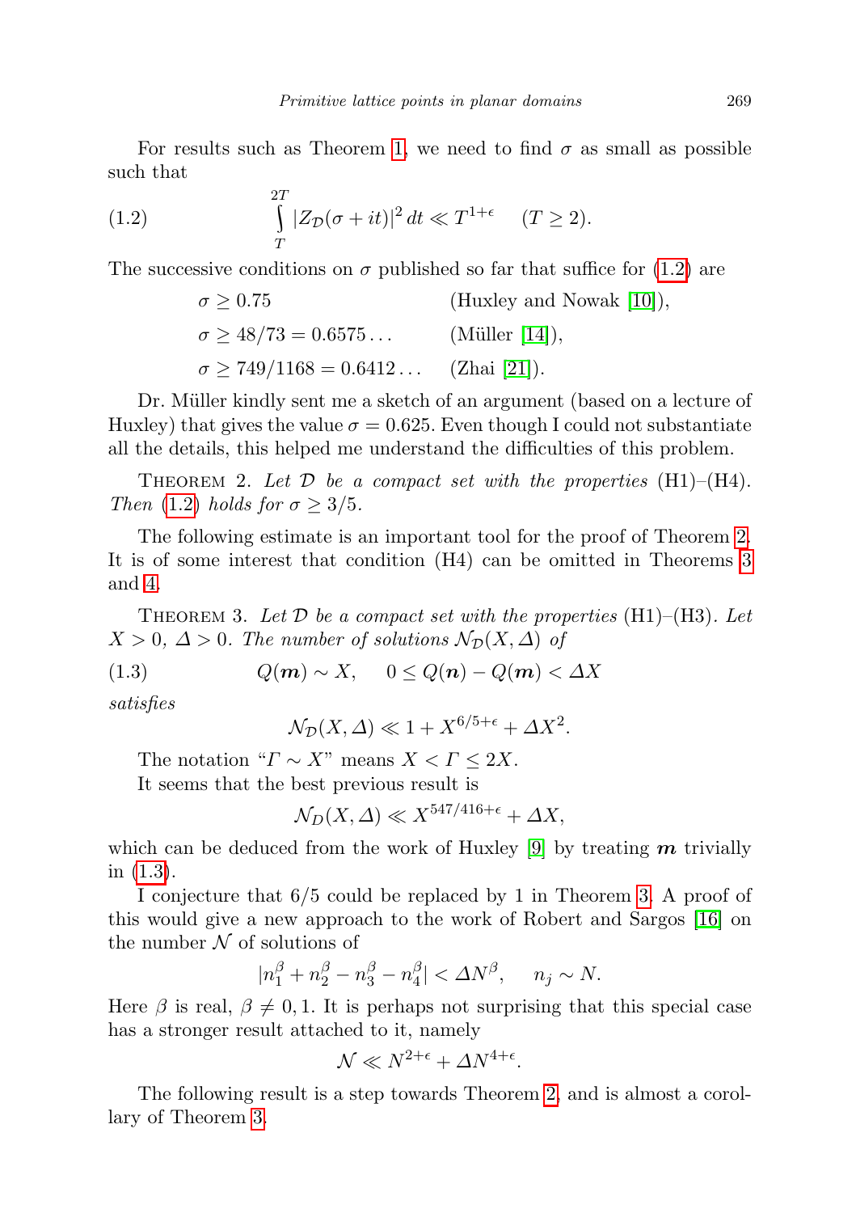For results such as Theorem 1, we need to find $\sigma$ as small as possible such that

$$\int_T^{2T} |Z_{\mathcal{D}}(\sigma+it)|^2\,dt \ll T^{1+\epsilon} \quad (T \geq 2). \tag{1.2}$$

The successive conditions on $\sigma$ published so far that suffice for (1.2) are

$\sigma \geq 0.75$ (Huxley and Nowak [10]),

$\sigma \geq 48/73 = 0.6575\ldots$ (Müller [14]),

$\sigma \geq 749/1168 = 0.6412\ldots$ (Zhai [21]).

Dr. Müller kindly sent me a sketch of an argument (based on a lecture of Huxley) that gives the value $\sigma = 0.625$. Even though I could not substantiate all the details, this helped me understand the difficulties of this problem.

Theorem 2. *Let $\mathcal{D}$ be a compact set with the properties* (H1)–(H4). *Then* (1.2) *holds for $\sigma \geq 3/5$.*

The following estimate is an important tool for the proof of Theorem 2. It is of some interest that condition (H4) can be omitted in Theorems 3 and 4.

Theorem 3. *Let $\mathcal{D}$ be a compact set with the properties* (H1)–(H3). *Let $X > 0$, $\Delta > 0$. The number of solutions $\mathcal{N}_{\mathcal{D}}(X,\Delta)$ of*

$$Q(\boldsymbol{m}) \sim X, \quad 0 \leq Q(\boldsymbol{n}) - Q(\boldsymbol{m}) < \Delta X \tag{1.3}$$

*satisfies*

$$\mathcal{N}_{\mathcal{D}}(X,\Delta) \ll 1 + X^{6/5+\epsilon} + \Delta X^2.$$

The notation "$\Gamma \sim X$" means $X < \Gamma \leq 2X$.

It seems that the best previous result is

$$\mathcal{N}_D(X,\Delta) \ll X^{547/416+\epsilon} + \Delta X,$$

which can be deduced from the work of Huxley [9] by treating $\boldsymbol{m}$ trivially in (1.3).

I conjecture that 6/5 could be replaced by 1 in Theorem 3. A proof of this would give a new approach to the work of Robert and Sargos [16] on the number $\mathcal{N}$ of solutions of

$$|n_1^\beta + n_2^\beta - n_3^\beta - n_4^\beta| < \Delta N^\beta, \quad n_j \sim N.$$

Here $\beta$ is real, $\beta \neq 0, 1$. It is perhaps not surprising that this special case has a stronger result attached to it, namely

$$\mathcal{N} \ll N^{2+\epsilon} + \Delta N^{4+\epsilon}.$$

The following result is a step towards Theorem 2, and is almost a corollary of Theorem 3.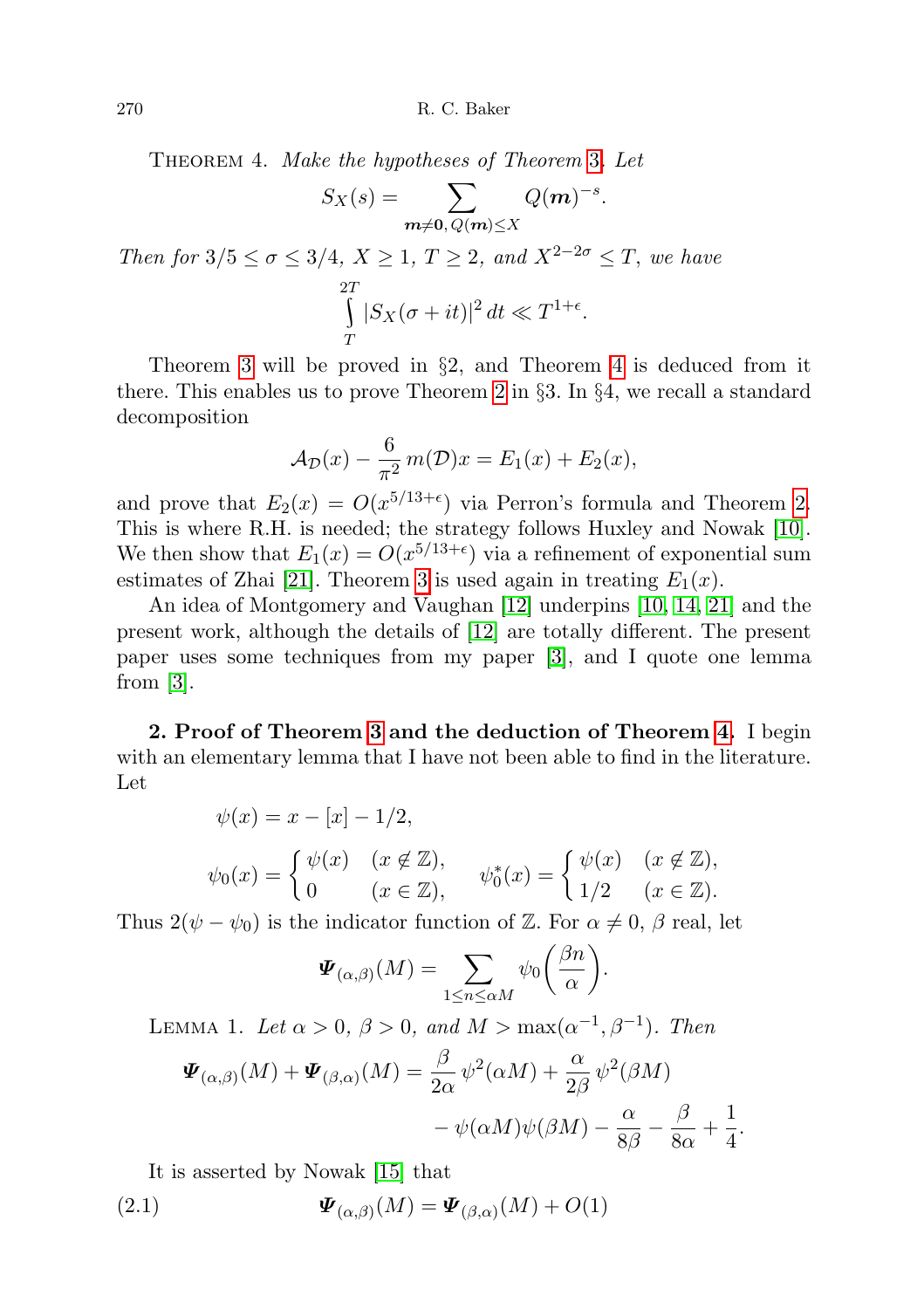Theorem 4. *Make the hypotheses of Theorem 3. Let*

$$S_X(s) = \sum_{\boldsymbol{m} \neq \boldsymbol{0},\, Q(\boldsymbol{m}) \leq X} Q(\boldsymbol{m})^{-s}.$$

*Then for* $3/5 \leq \sigma \leq 3/4$, $X \geq 1$, $T \geq 2$, *and* $X^{2-2\sigma} \leq T$, *we have*

$$\int_T^{2T} |S_X(\sigma + it)|^2 \, dt \ll T^{1+\epsilon}.$$

Theorem 3 will be proved in §2, and Theorem 4 is deduced from it there. This enables us to prove Theorem 2 in §3. In §4, we recall a standard decomposition

$$\mathcal{A}_{\mathcal{D}}(x) - \frac{6}{\pi^2}\, m(\mathcal{D}) x = E_1(x) + E_2(x),$$

and prove that $E_2(x) = O(x^{5/13+\epsilon})$ via Perron's formula and Theorem 2. This is where R.H. is needed; the strategy follows Huxley and Nowak [10]. We then show that $E_1(x) = O(x^{5/13+\epsilon})$ via a refinement of exponential sum estimates of Zhai [21]. Theorem 3 is used again in treating $E_1(x)$.

An idea of Montgomery and Vaughan [12] underpins [10, 14, 21] and the present work, although the details of [12] are totally different. The present paper uses some techniques from my paper [3], and I quote one lemma from [3].

## 2. Proof of Theorem 3 and the deduction of Theorem 4.

I begin with an elementary lemma that I have not been able to find in the literature. Let

$$\psi(x) = x - [x] - 1/2,$$

$$\psi_0(x) = \begin{cases} \psi(x) & (x \notin \mathbb{Z}), \\ 0 & (x \in \mathbb{Z}), \end{cases} \qquad \psi_0^*(x) = \begin{cases} \psi(x) & (x \notin \mathbb{Z}), \\ 1/2 & (x \in \mathbb{Z}). \end{cases}$$

Thus $2(\psi - \psi_0)$ is the indicator function of $\mathbb{Z}$. For $\alpha \neq 0$, $\beta$ real, let

$$\boldsymbol{\Psi}_{(\alpha,\beta)}(M) = \sum_{1 \leq n \leq \alpha M} \psi_0\bigg(\frac{\beta n}{\alpha}\bigg).$$

Lemma 1. *Let* $\alpha > 0$, $\beta > 0$, *and* $M > \max(\alpha^{-1}, \beta^{-1})$. *Then*

$$\boldsymbol{\Psi}_{(\alpha,\beta)}(M) + \boldsymbol{\Psi}_{(\beta,\alpha)}(M) = \frac{\beta}{2\alpha}\, \psi^2(\alpha M) + \frac{\alpha}{2\beta}\, \psi^2(\beta M) - \psi(\alpha M)\psi(\beta M) - \frac{\alpha}{8\beta} - \frac{\beta}{8\alpha} + \frac{1}{4}.$$

It is asserted by Nowak [15] that

$$\boldsymbol{\Psi}_{(\alpha,\beta)}(M) = \boldsymbol{\Psi}_{(\beta,\alpha)}(M) + O(1) \tag{2.1}$$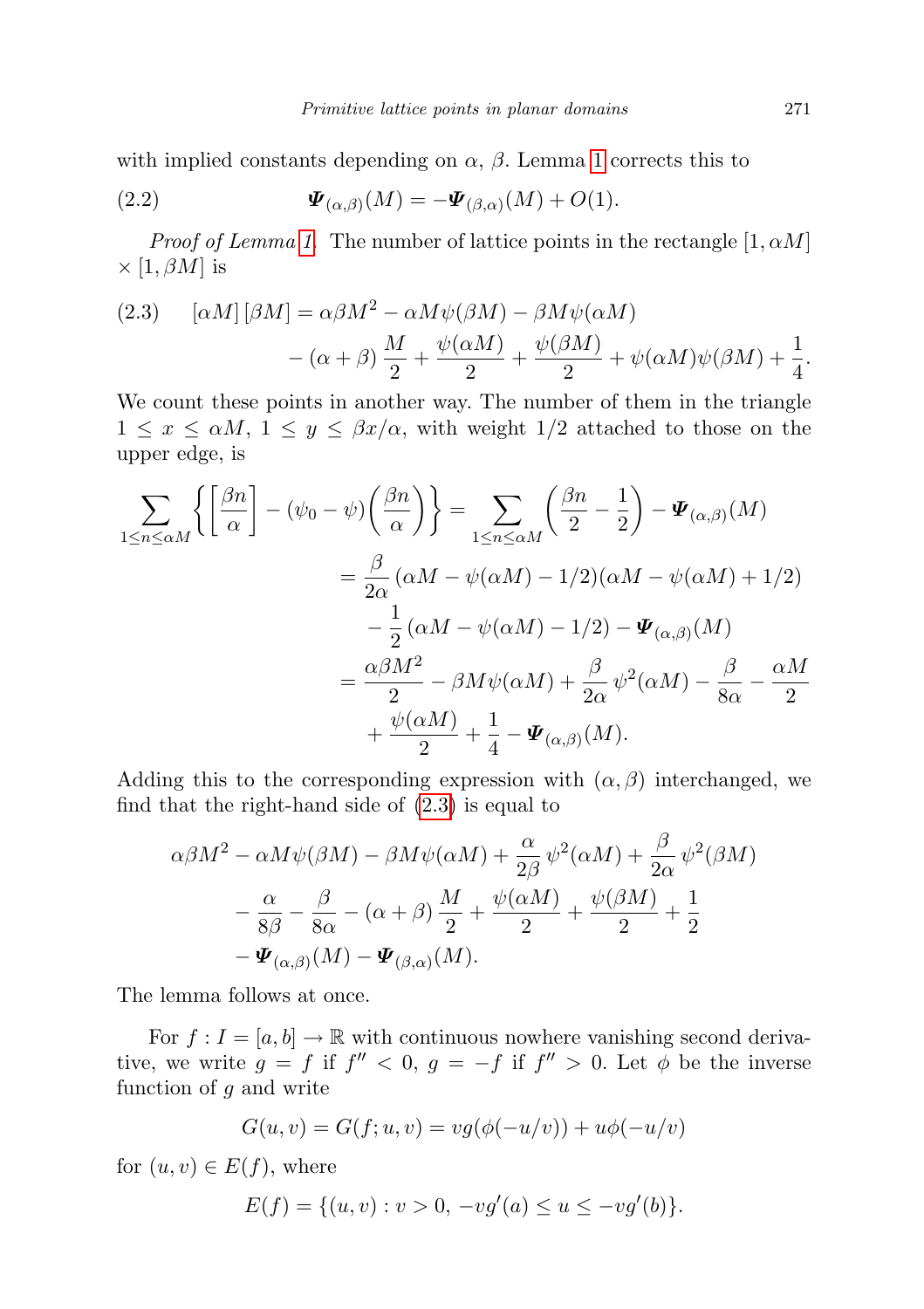with implied constants depending on $\alpha$, $\beta$. Lemma 1 corrects this to

$$\boldsymbol{\Psi}_{(\alpha,\beta)}(M) = -\boldsymbol{\Psi}_{(\beta,\alpha)}(M) + O(1). \tag{2.2}$$

*Proof of Lemma 1.* The number of lattice points in the rectangle $[1, \alpha M] \times [1, \beta M]$ is

$$\begin{aligned}[\alpha M]\,[\beta M] &= \alpha\beta M^2 - \alpha M \psi(\beta M) - \beta M \psi(\alpha M) \\ &\quad - (\alpha+\beta)\,\frac{M}{2} + \frac{\psi(\alpha M)}{2} + \frac{\psi(\beta M)}{2} + \psi(\alpha M)\psi(\beta M) + \frac{1}{4}.\end{aligned} \tag{2.3}$$

We count these points in another way. The number of them in the triangle $1 \le x \le \alpha M$, $1 \le y \le \beta x/\alpha$, with weight $1/2$ attached to those on the upper edge, is

$$\begin{aligned}\sum_{1\le n\le \alpha M} \left\{ \left[\frac{\beta n}{\alpha}\right] - (\psi_0 - \psi)\left(\frac{\beta n}{\alpha}\right)\right\} &= \sum_{1\le n\le \alpha M} \left(\frac{\beta n}{2} - \frac{1}{2}\right) - \boldsymbol{\Psi}_{(\alpha,\beta)}(M) \\ &= \frac{\beta}{2\alpha}\,(\alpha M - \psi(\alpha M) - 1/2)(\alpha M - \psi(\alpha M) + 1/2) \\ &\quad - \frac{1}{2}\,(\alpha M - \psi(\alpha M) - 1/2) - \boldsymbol{\Psi}_{(\alpha,\beta)}(M) \\ &= \frac{\alpha\beta M^2}{2} - \beta M \psi(\alpha M) + \frac{\beta}{2\alpha}\,\psi^2(\alpha M) - \frac{\beta}{8\alpha} - \frac{\alpha M}{2} \\ &\quad + \frac{\psi(\alpha M)}{2} + \frac{1}{4} - \boldsymbol{\Psi}_{(\alpha,\beta)}(M).\end{aligned}$$

Adding this to the corresponding expression with $(\alpha, \beta)$ interchanged, we find that the right-hand side of (2.3) is equal to

$$\begin{aligned}&\alpha\beta M^2 - \alpha M\psi(\beta M) - \beta M\psi(\alpha M) + \frac{\alpha}{2\beta}\,\psi^2(\alpha M) + \frac{\beta}{2\alpha}\,\psi^2(\beta M) \\ &\quad - \frac{\alpha}{8\beta} - \frac{\beta}{8\alpha} - (\alpha+\beta)\,\frac{M}{2} + \frac{\psi(\alpha M)}{2} + \frac{\psi(\beta M)}{2} + \frac{1}{2} \\ &\quad - \boldsymbol{\Psi}_{(\alpha,\beta)}(M) - \boldsymbol{\Psi}_{(\beta,\alpha)}(M).\end{aligned}$$

The lemma follows at once.

For $f : I = [a, b] \to \mathbb{R}$ with continuous nowhere vanishing second derivative, we write $g = f$ if $f'' < 0$, $g = -f$ if $f'' > 0$. Let $\phi$ be the inverse function of $g$ and write

$$G(u, v) = G(f; u, v) = vg(\phi(-u/v)) + u\phi(-u/v)$$

for $(u, v) \in E(f)$, where

$$E(f) = \{(u, v) : v > 0,\ -vg'(a) \le u \le -vg'(b)\}.$$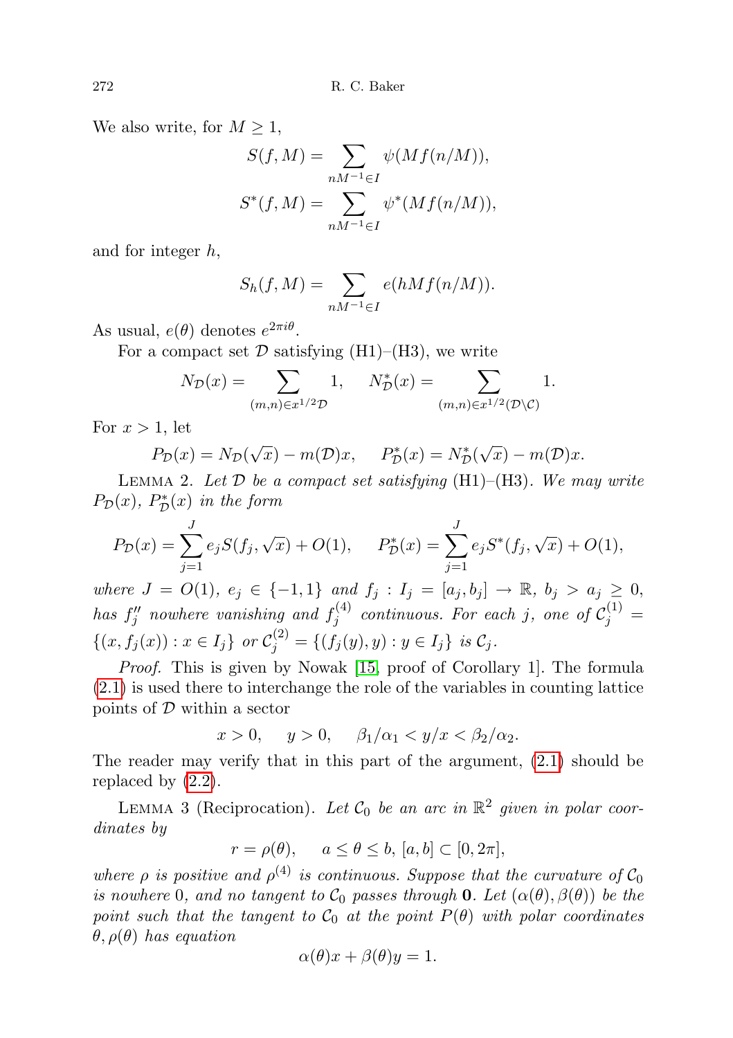We also write, for $M \ge 1$,

$$S(f, M) = \sum_{nM^{-1} \in I} \psi(Mf(n/M)),$$

$$S^*(f, M) = \sum_{nM^{-1} \in I} \psi^*(Mf(n/M)),$$

and for integer $h$,

$$S_h(f, M) = \sum_{nM^{-1} \in I} e(hMf(n/M)).$$

As usual, $e(\theta)$ denotes $e^{2\pi i\theta}$.

For a compact set $\mathcal{D}$ satisfying (H1)–(H3), we write

$$N_{\mathcal{D}}(x) = \sum_{(m,n)\in x^{1/2}\mathcal{D}} 1, \quad N^*_{\mathcal{D}}(x) = \sum_{(m,n)\in x^{1/2}(\mathcal{D}\setminus\mathcal{C})} 1.$$

For $x > 1$, let

$$P_{\mathcal{D}}(x) = N_{\mathcal{D}}(\sqrt{x}) - m(\mathcal{D})x, \quad P^*_{\mathcal{D}}(x) = N^*_{\mathcal{D}}(\sqrt{x}) - m(\mathcal{D})x.$$

Lemma 2. *Let $\mathcal{D}$ be a compact set satisfying* (H1)–(H3). *We may write $P_{\mathcal{D}}(x)$, $P^*_{\mathcal{D}}(x)$ in the form*

$$P_{\mathcal{D}}(x) = \sum_{j=1}^{J} e_j S(f_j, \sqrt{x}) + O(1), \quad P^*_{\mathcal{D}}(x) = \sum_{j=1}^{J} e_j S^*(f_j, \sqrt{x}) + O(1),$$

*where $J = O(1)$, $e_j \in \{-1, 1\}$ and $f_j : I_j = [a_j, b_j] \to \mathbb{R}$, $b_j > a_j \ge 0$, has $f_j''$ nowhere vanishing and $f_j^{(4)}$ continuous. For each $j$, one of $\mathcal{C}_j^{(1)} = \{(x, f_j(x)) : x \in I_j\}$ or $\mathcal{C}_j^{(2)} = \{(f_j(y), y) : y \in I_j\}$ is $\mathcal{C}_j$.*

*Proof.* This is given by Nowak [15, proof of Corollary 1]. The formula (2.1) is used there to interchange the role of the variables in counting lattice points of $\mathcal{D}$ within a sector

$$x > 0, \quad y > 0, \quad \beta_1/\alpha_1 < y/x < \beta_2/\alpha_2.$$

The reader may verify that in this part of the argument, (2.1) should be replaced by (2.2).

Lemma 3 (Reciprocation). *Let $\mathcal{C}_0$ be an arc in $\mathbb{R}^2$ given in polar coordinates by*

$$r = \rho(\theta), \quad a \le \theta \le b, \ [a, b] \subset [0, 2\pi],$$

*where $\rho$ is positive and $\rho^{(4)}$ is continuous. Suppose that the curvature of $\mathcal{C}_0$ is nowhere 0, and no tangent to $\mathcal{C}_0$ passes through $\mathbf{0}$. Let $(\alpha(\theta), \beta(\theta))$ be the point such that the tangent to $\mathcal{C}_0$ at the point $P(\theta)$ with polar coordinates $\theta, \rho(\theta)$ has equation*

$$\alpha(\theta)x + \beta(\theta)y = 1.$$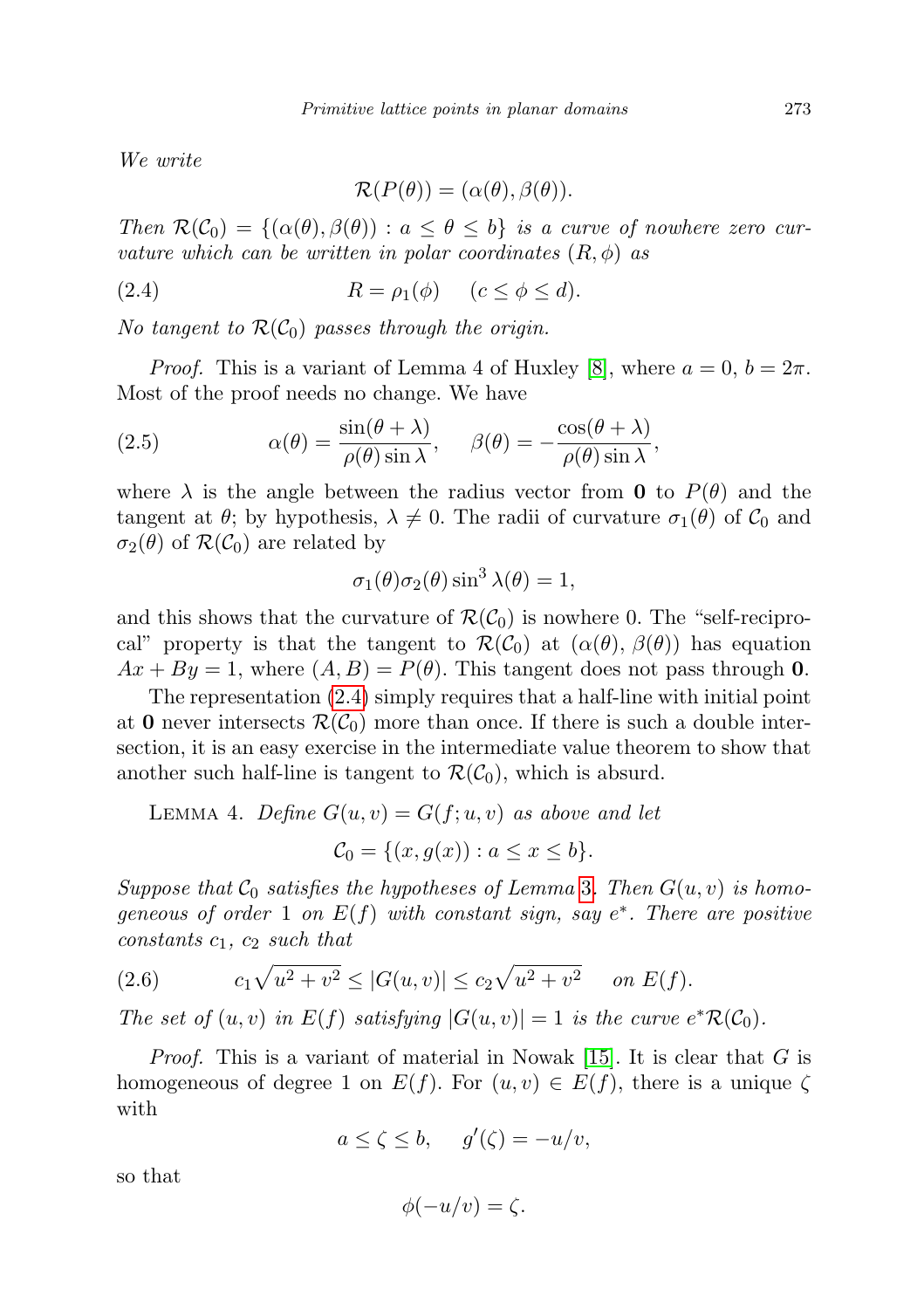*We write*

$$\mathcal{R}(P(\theta)) = (\alpha(\theta), \beta(\theta)).$$

*Then* $\mathcal{R}(\mathcal{C}_0) = \{(\alpha(\theta), \beta(\theta)) : a \le \theta \le b\}$ *is a curve of nowhere zero curvature which can be written in polar coordinates* $(R, \phi)$ *as*

$$R = \rho_1(\phi) \quad (c \le \phi \le d). \tag{2.4}$$

*No tangent to* $\mathcal{R}(\mathcal{C}_0)$ *passes through the origin.*

*Proof.* This is a variant of Lemma 4 of Huxley [8], where $a = 0$, $b = 2\pi$. Most of the proof needs no change. We have

$$\alpha(\theta) = \frac{\sin(\theta + \lambda)}{\rho(\theta) \sin \lambda}, \quad \beta(\theta) = -\frac{\cos(\theta + \lambda)}{\rho(\theta) \sin \lambda}, \tag{2.5}$$

where $\lambda$ is the angle between the radius vector from $\mathbf{0}$ to $P(\theta)$ and the tangent at $\theta$; by hypothesis, $\lambda \ne 0$. The radii of curvature $\sigma_1(\theta)$ of $\mathcal{C}_0$ and $\sigma_2(\theta)$ of $\mathcal{R}(\mathcal{C}_0)$ are related by

$$\sigma_1(\theta)\sigma_2(\theta) \sin^3 \lambda(\theta) = 1,$$

and this shows that the curvature of $\mathcal{R}(\mathcal{C}_0)$ is nowhere 0. The "self-reciprocal" property is that the tangent to $\mathcal{R}(\mathcal{C}_0)$ at $(\alpha(\theta), \beta(\theta))$ has equation $Ax + By = 1$, where $(A, B) = P(\theta)$. This tangent does not pass through $\mathbf{0}$.

The representation (2.4) simply requires that a half-line with initial point at $\mathbf{0}$ never intersects $\mathcal{R}(\mathcal{C}_0)$ more than once. If there is such a double intersection, it is an easy exercise in the intermediate value theorem to show that another such half-line is tangent to $\mathcal{R}(\mathcal{C}_0)$, which is absurd.

LEMMA 4. *Define* $G(u, v) = G(f; u, v)$ *as above and let*

$$\mathcal{C}_0 = \{(x, g(x)) : a \le x \le b\}.$$

*Suppose that* $\mathcal{C}_0$ *satisfies the hypotheses of Lemma 3. Then* $G(u, v)$ *is homogeneous of order* 1 *on* $E(f)$ *with constant sign, say* $e^*$. *There are positive constants* $c_1$, $c_2$ *such that*

$$c_1 \sqrt{u^2 + v^2} \le |G(u, v)| \le c_2 \sqrt{u^2 + v^2} \quad \text{on } E(f). \tag{2.6}$$

*The set of* $(u, v)$ *in* $E(f)$ *satisfying* $|G(u, v)| = 1$ *is the curve* $e^* \mathcal{R}(\mathcal{C}_0)$.

*Proof.* This is a variant of material in Nowak [15]. It is clear that $G$ is homogeneous of degree 1 on $E(f)$. For $(u, v) \in E(f)$, there is a unique $\zeta$ with

$$a \le \zeta \le b, \quad g'(\zeta) = -u/v,$$

so that

$$\phi(-u/v) = \zeta.$$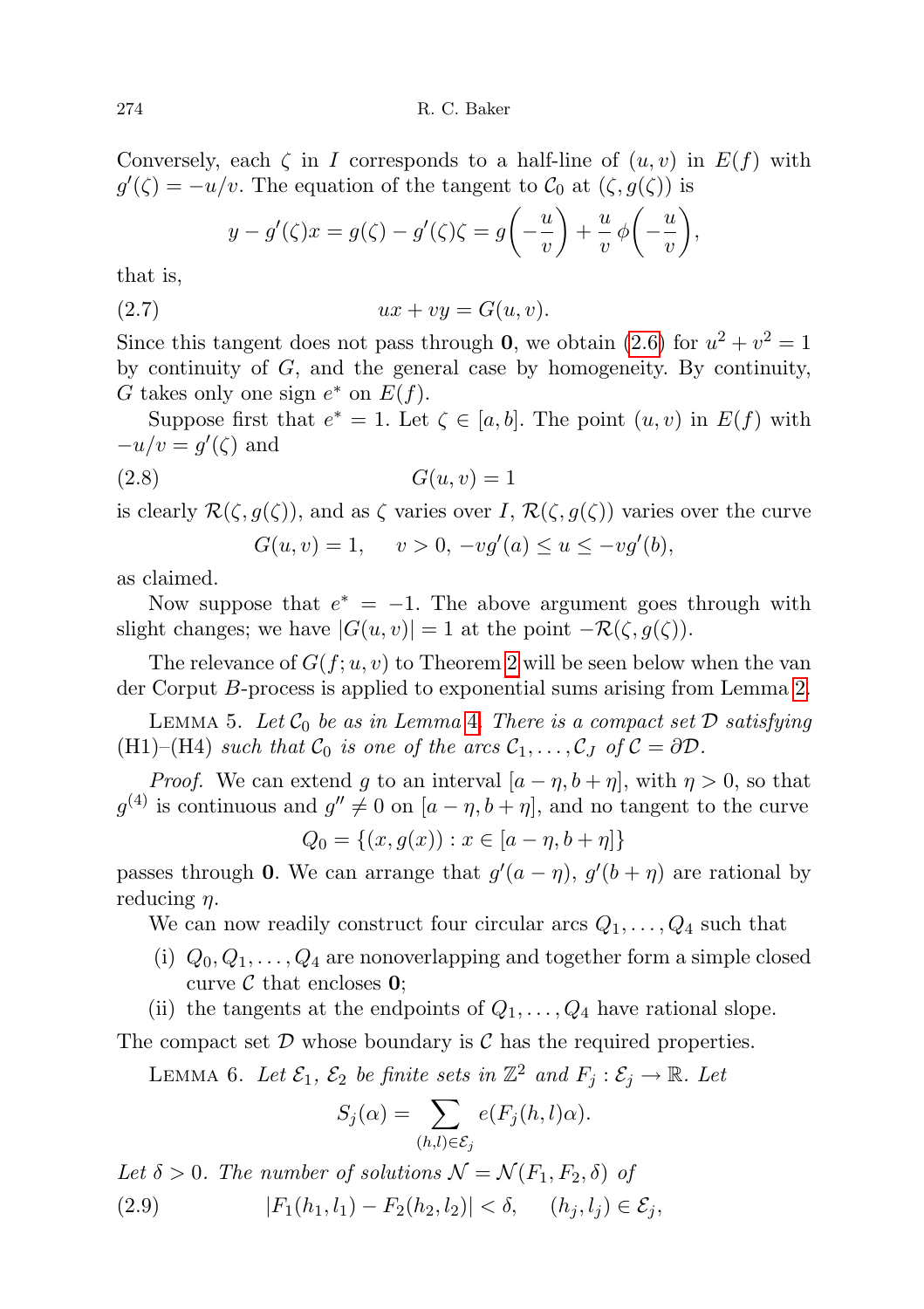Conversely, each $\zeta$ in $I$ corresponds to a half-line of $(u,v)$ in $E(f)$ with $g'(\zeta) = -u/v$. The equation of the tangent to $\mathcal{C}_0$ at $(\zeta, g(\zeta))$ is

$$y - g'(\zeta)x = g(\zeta) - g'(\zeta)\zeta = g\left(-\frac{u}{v}\right) + \frac{u}{v}\,\phi\left(-\frac{u}{v}\right),$$

that is,

$$ux + vy = G(u,v). \tag{2.7}$$

Since this tangent does not pass through $\mathbf{0}$, we obtain (2.6) for $u^2 + v^2 = 1$ by continuity of $G$, and the general case by homogeneity. By continuity, $G$ takes only one sign $e^*$ on $E(f)$.

Suppose first that $e^* = 1$. Let $\zeta \in [a,b]$. The point $(u,v)$ in $E(f)$ with $-u/v = g'(\zeta)$ and

$$G(u,v) = 1 \tag{2.8}$$

is clearly $\mathcal{R}(\zeta, g(\zeta))$, and as $\zeta$ varies over $I$, $\mathcal{R}(\zeta, g(\zeta))$ varies over the curve

$$G(u,v) = 1, \quad v > 0,\ -vg'(a) \le u \le -vg'(b),$$

as claimed.

Now suppose that $e^* = -1$. The above argument goes through with slight changes; we have $|G(u,v)| = 1$ at the point $-\mathcal{R}(\zeta, g(\zeta))$.

The relevance of $G(f;u,v)$ to Theorem 2 will be seen below when the van der Corput $B$-process is applied to exponential sums arising from Lemma 2.

Lemma 5. *Let $\mathcal{C}_0$ be as in Lemma 4. There is a compact set $\mathcal{D}$ satisfying* (H1)–(H4) *such that $\mathcal{C}_0$ is one of the arcs $\mathcal{C}_1, \ldots, \mathcal{C}_J$ of $\mathcal{C} = \partial\mathcal{D}$.*

*Proof.* We can extend $g$ to an interval $[a-\eta, b+\eta]$, with $\eta > 0$, so that $g^{(4)}$ is continuous and $g'' \ne 0$ on $[a-\eta, b+\eta]$, and no tangent to the curve

$$Q_0 = \{(x, g(x)) : x \in [a-\eta, b+\eta]\}$$

passes through $\mathbf{0}$. We can arrange that $g'(a-\eta)$, $g'(b+\eta)$ are rational by reducing $\eta$.

We can now readily construct four circular arcs $Q_1, \ldots, Q_4$ such that

(i) $Q_0, Q_1, \ldots, Q_4$ are nonoverlapping and together form a simple closed curve $\mathcal{C}$ that encloses $\mathbf{0}$;

(ii) the tangents at the endpoints of $Q_1, \ldots, Q_4$ have rational slope.

The compact set $\mathcal{D}$ whose boundary is $\mathcal{C}$ has the required properties.

Lemma 6. *Let $\mathcal{E}_1$, $\mathcal{E}_2$ be finite sets in $\mathbb{Z}^2$ and $F_j : \mathcal{E}_j \to \mathbb{R}$. Let*

$$S_j(\alpha) = \sum_{(h,l)\in\mathcal{E}_j} e(F_j(h,l)\alpha).$$

*Let $\delta > 0$. The number of solutions $\mathcal{N} = \mathcal{N}(F_1, F_2, \delta)$ of*

$$|F_1(h_1,l_1) - F_2(h_2,l_2)| < \delta, \quad (h_j, l_j) \in \mathcal{E}_j, \tag{2.9}$$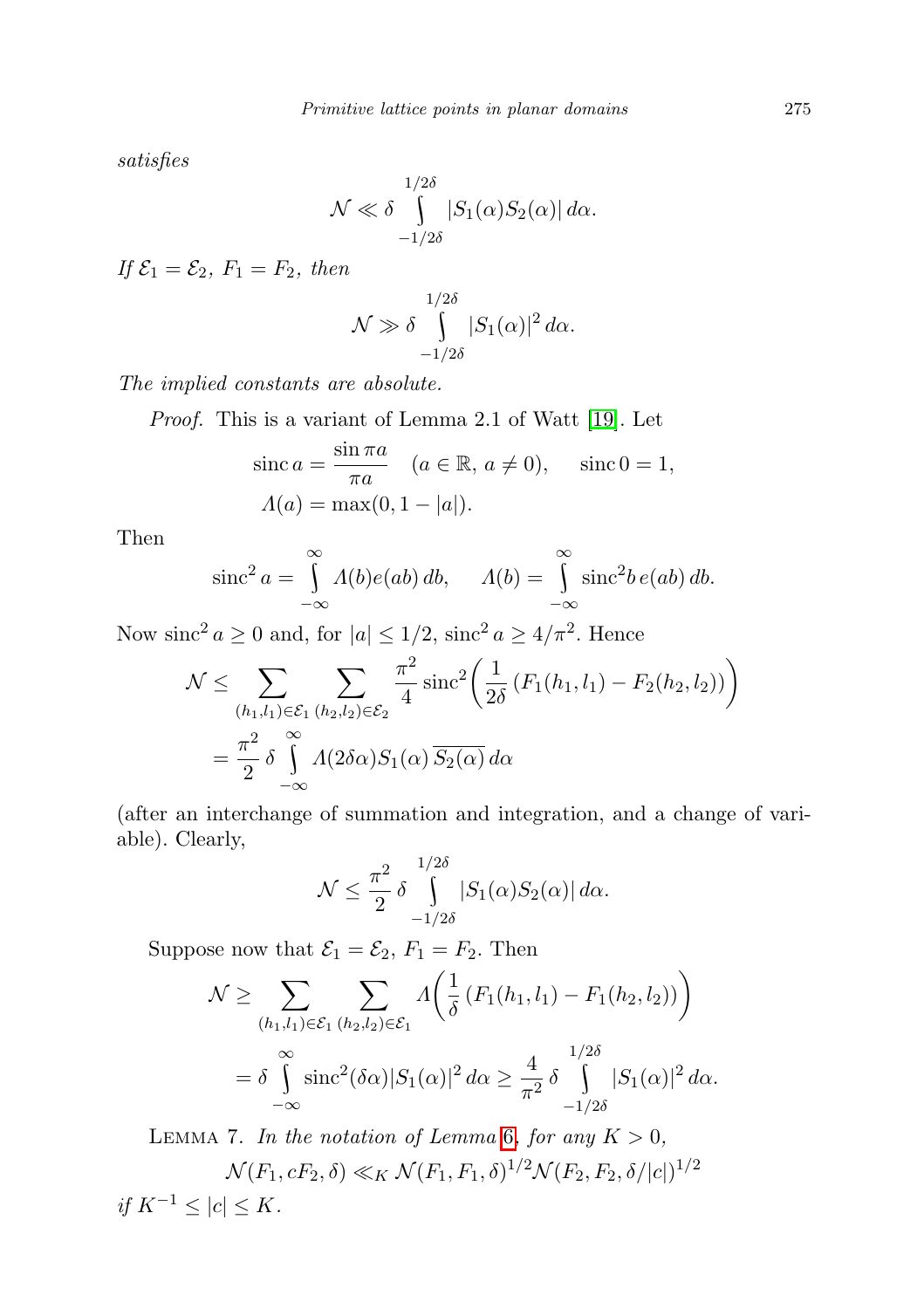*satisfies*

$$\mathcal{N} \ll \delta \int_{-1/2\delta}^{1/2\delta} |S_1(\alpha) S_2(\alpha)| \, d\alpha.$$

*If $\mathcal{E}_1 = \mathcal{E}_2$, $F_1 = F_2$, then*

$$\mathcal{N} \gg \delta \int_{-1/2\delta}^{1/2\delta} |S_1(\alpha)|^2 \, d\alpha.$$

*The implied constants are absolute.*

*Proof.* This is a variant of Lemma 2.1 of Watt [19]. Let

$$\operatorname{sinc} a = \frac{\sin \pi a}{\pi a} \quad (a \in \mathbb{R},\, a \neq 0), \qquad \operatorname{sinc} 0 = 1,$$
$$\Lambda(a) = \max(0, 1 - |a|).$$

Then

$$\operatorname{sinc}^2 a = \int_{-\infty}^{\infty} \Lambda(b) e(ab) \, db, \qquad \Lambda(b) = \int_{-\infty}^{\infty} \operatorname{sinc}^2 b \, e(ab) \, db.$$

Now $\operatorname{sinc}^2 a \geq 0$ and, for $|a| \leq 1/2$, $\operatorname{sinc}^2 a \geq 4/\pi^2$. Hence

$$\begin{aligned}
\mathcal{N} &\leq \sum_{(h_1,l_1) \in \mathcal{E}_1} \sum_{(h_2,l_2) \in \mathcal{E}_2} \frac{\pi^2}{4} \operatorname{sinc}^2\biggl(\frac{1}{2\delta}\,(F_1(h_1,l_1) - F_2(h_2,l_2))\biggr) \\
&= \frac{\pi^2}{2}\, \delta \int_{-\infty}^{\infty} \Lambda(2\delta\alpha) S_1(\alpha) \, \overline{S_2(\alpha)} \, d\alpha
\end{aligned}$$

(after an interchange of summation and integration, and a change of variable). Clearly,

$$\mathcal{N} \leq \frac{\pi^2}{2}\, \delta \int_{-1/2\delta}^{1/2\delta} |S_1(\alpha) S_2(\alpha)| \, d\alpha.$$

Suppose now that $\mathcal{E}_1 = \mathcal{E}_2$, $F_1 = F_2$. Then

$$\begin{aligned}
\mathcal{N} &\geq \sum_{(h_1,l_1) \in \mathcal{E}_1} \sum_{(h_2,l_2) \in \mathcal{E}_1} \Lambda\biggl(\frac{1}{\delta}\,(F_1(h_1,l_1) - F_1(h_2,l_2))\biggr) \\
&= \delta \int_{-\infty}^{\infty} \operatorname{sinc}^2(\delta\alpha) |S_1(\alpha)|^2 \, d\alpha \geq \frac{4}{\pi^2}\, \delta \int_{-1/2\delta}^{1/2\delta} |S_1(\alpha)|^2 \, d\alpha.
\end{aligned}$$

Lemma 7. *In the notation of Lemma 6, for any $K > 0$,*

$$\mathcal{N}(F_1, cF_2, \delta) \ll_K \mathcal{N}(F_1, F_1, \delta)^{1/2} \mathcal{N}(F_2, F_2, \delta/|c|)^{1/2}$$

*if $K^{-1} \leq |c| \leq K$.*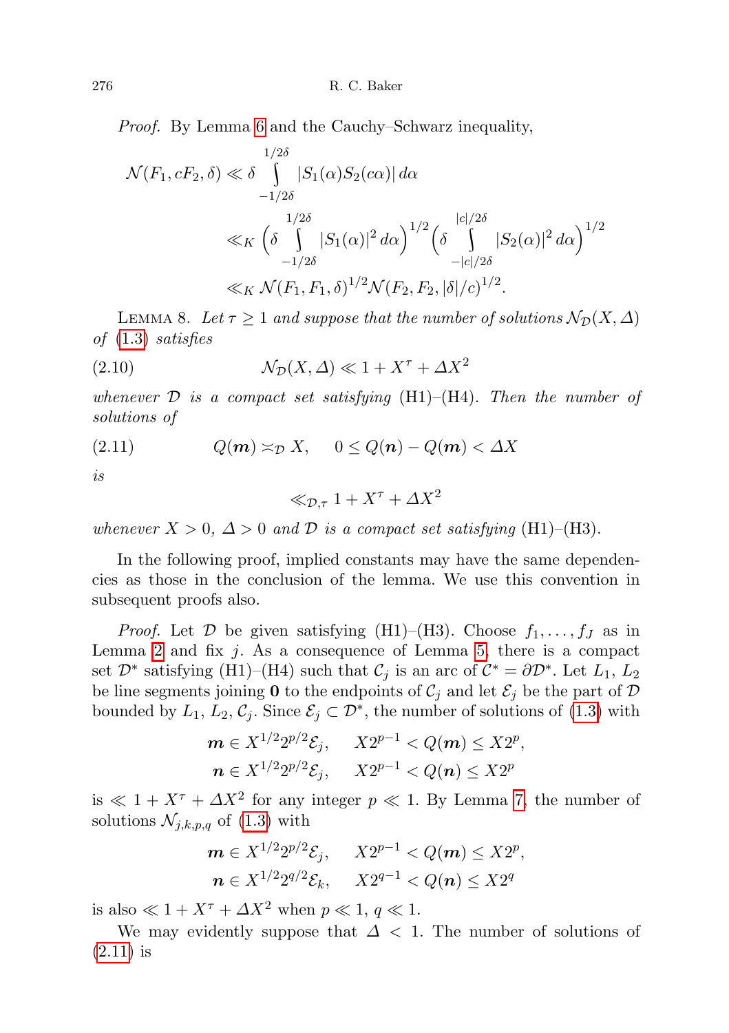*Proof.* By Lemma 6 and the Cauchy–Schwarz inequality,

$$\begin{aligned}
\mathcal{N}(F_1, cF_2, \delta) &\ll \delta \int_{-1/2\delta}^{1/2\delta} |S_1(\alpha) S_2(c\alpha)|\, d\alpha \\
&\ll_K \Big(\delta \int_{-1/2\delta}^{1/2\delta} |S_1(\alpha)|^2\, d\alpha\Big)^{1/2} \Big(\delta \int_{-|c|/2\delta}^{|c|/2\delta} |S_2(\alpha)|^2\, d\alpha\Big)^{1/2} \\
&\ll_K \mathcal{N}(F_1, F_1, \delta)^{1/2} \mathcal{N}(F_2, F_2, |\delta|/c)^{1/2}.
\end{aligned}$$

LEMMA 8. *Let $\tau \geq 1$ and suppose that the number of solutions $\mathcal{N}_{\mathcal{D}}(X, \Delta)$ of* (1.3) *satisfies*

$$\mathcal{N}_{\mathcal{D}}(X, \Delta) \ll 1 + X^\tau + \Delta X^2 \tag{2.10}$$

*whenever $\mathcal{D}$ is a compact set satisfying* (H1)–(H4). *Then the number of solutions of*

$$Q(\boldsymbol{m}) \asymp_{\mathcal{D}} X, \quad 0 \leq Q(\boldsymbol{n}) - Q(\boldsymbol{m}) < \Delta X \tag{2.11}$$

*is*

$$\ll_{\mathcal{D},\tau} 1 + X^\tau + \Delta X^2$$

*whenever $X > 0$, $\Delta > 0$ and $\mathcal{D}$ is a compact set satisfying* (H1)–(H3).

In the following proof, implied constants may have the same dependencies as those in the conclusion of the lemma. We use this convention in subsequent proofs also.

*Proof.* Let $\mathcal{D}$ be given satisfying (H1)–(H3). Choose $f_1, \ldots, f_J$ as in Lemma 2 and fix $j$. As a consequence of Lemma 5, there is a compact set $\mathcal{D}^*$ satisfying (H1)–(H4) such that $\mathcal{C}_j$ is an arc of $\mathcal{C}^* = \partial\mathcal{D}^*$. Let $L_1$, $L_2$ be line segments joining $\mathbf{0}$ to the endpoints of $\mathcal{C}_j$ and let $\mathcal{E}_j$ be the part of $\mathcal{D}$ bounded by $L_1, L_2, \mathcal{C}_j$. Since $\mathcal{E}_j \subset \mathcal{D}^*$, the number of solutions of (1.3) with

$$\boldsymbol{m} \in X^{1/2} 2^{p/2} \mathcal{E}_j, \quad X2^{p-1} < Q(\boldsymbol{m}) \leq X2^p,$$
$$\boldsymbol{n} \in X^{1/2} 2^{p/2} \mathcal{E}_j, \quad X2^{p-1} < Q(\boldsymbol{n}) \leq X2^p$$

is $\ll 1 + X^\tau + \Delta X^2$ for any integer $p \ll 1$. By Lemma 7, the number of solutions $\mathcal{N}_{j,k,p,q}$ of (1.3) with

$$\boldsymbol{m} \in X^{1/2} 2^{p/2} \mathcal{E}_j, \quad X2^{p-1} < Q(\boldsymbol{m}) \leq X2^p,$$
$$\boldsymbol{n} \in X^{1/2} 2^{q/2} \mathcal{E}_k, \quad X2^{q-1} < Q(\boldsymbol{n}) \leq X2^q$$

is also $\ll 1 + X^\tau + \Delta X^2$ when $p \ll 1$, $q \ll 1$.

We may evidently suppose that $\Delta < 1$. The number of solutions of (2.11) is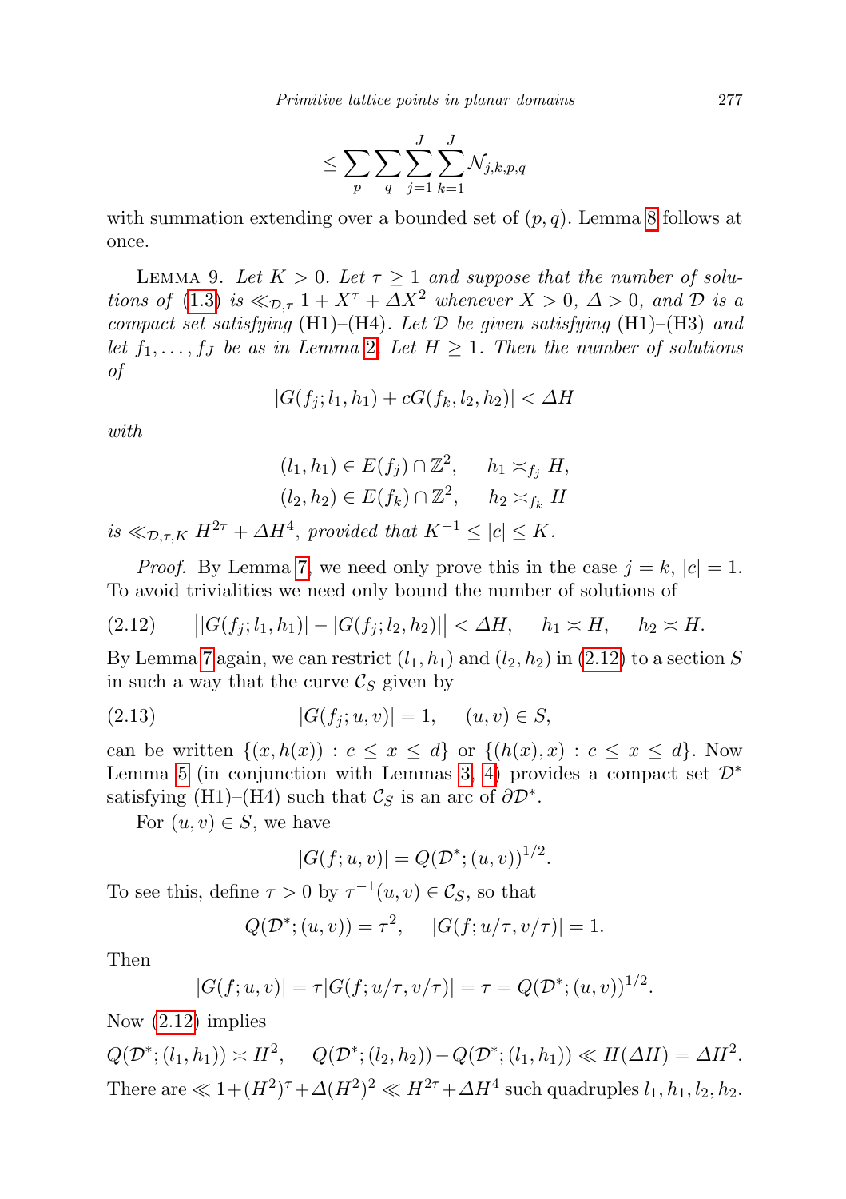$$\leq \sum_p \sum_q \sum_{j=1}^{J} \sum_{k=1}^{J} \mathcal{N}_{j,k,p,q}$$

with summation extending over a bounded set of $(p, q)$. Lemma 8 follows at once.

LEMMA 9. *Let $K > 0$. Let $\tau \geq 1$ and suppose that the number of solutions of* (1.3) *is $\ll_{\mathcal{D},\tau} 1 + X^\tau + \Delta X^2$ whenever $X > 0$, $\Delta > 0$, and $\mathcal{D}$ is a compact set satisfying* (H1)–(H4). *Let $\mathcal{D}$ be given satisfying* (H1)–(H3) *and let $f_1, \ldots, f_J$ be as in Lemma 2. Let $H \geq 1$. Then the number of solutions of*

$$|G(f_j; l_1, h_1) + cG(f_k, l_2, h_2)| < \Delta H$$

*with*

$$(l_1, h_1) \in E(f_j) \cap \mathbb{Z}^2, \quad h_1 \asymp_{f_j} H,$$
$$(l_2, h_2) \in E(f_k) \cap \mathbb{Z}^2, \quad h_2 \asymp_{f_k} H$$

*is $\ll_{\mathcal{D},\tau,K} H^{2\tau} + \Delta H^4$, provided that $K^{-1} \leq |c| \leq K$.*

*Proof.* By Lemma 7, we need only prove this in the case $j = k$, $|c| = 1$. To avoid trivialities we need only bound the number of solutions of

$$\big||G(f_j; l_1, h_1)| - |G(f_j; l_2, h_2)|\big| < \Delta H, \quad h_1 \asymp H, \quad h_2 \asymp H. \tag{2.12}$$

By Lemma 7 again, we can restrict $(l_1, h_1)$ and $(l_2, h_2)$ in (2.12) to a section $S$ in such a way that the curve $\mathcal{C}_S$ given by

$$|G(f_j; u, v)| = 1, \quad (u, v) \in S, \tag{2.13}$$

can be written $\{(x, h(x)) : c \leq x \leq d\}$ or $\{(h(x), x) : c \leq x \leq d\}$. Now Lemma 5 (in conjunction with Lemmas 3, 4) provides a compact set $\mathcal{D}^*$ satisfying (H1)–(H4) such that $\mathcal{C}_S$ is an arc of $\partial\mathcal{D}^*$.

For $(u, v) \in S$, we have

$$|G(f; u, v)| = Q(\mathcal{D}^*; (u, v))^{1/2}.$$

To see this, define $\tau > 0$ by $\tau^{-1}(u, v) \in \mathcal{C}_S$, so that

$$Q(\mathcal{D}^*; (u, v)) = \tau^2, \quad |G(f; u/\tau, v/\tau)| = 1.$$

Then

$$|G(f; u, v)| = \tau|G(f; u/\tau, v/\tau)| = \tau = Q(\mathcal{D}^*; (u, v))^{1/2}.$$

Now (2.12) implies

$$Q(\mathcal{D}^*; (l_1, h_1)) \asymp H^2, \quad Q(\mathcal{D}^*; (l_2, h_2)) - Q(\mathcal{D}^*; (l_1, h_1)) \ll H(\Delta H) = \Delta H^2.$$

There are $\ll 1 + (H^2)^\tau + \Delta(H^2)^2 \ll H^{2\tau} + \Delta H^4$ such quadruples $l_1, h_1, l_2, h_2$.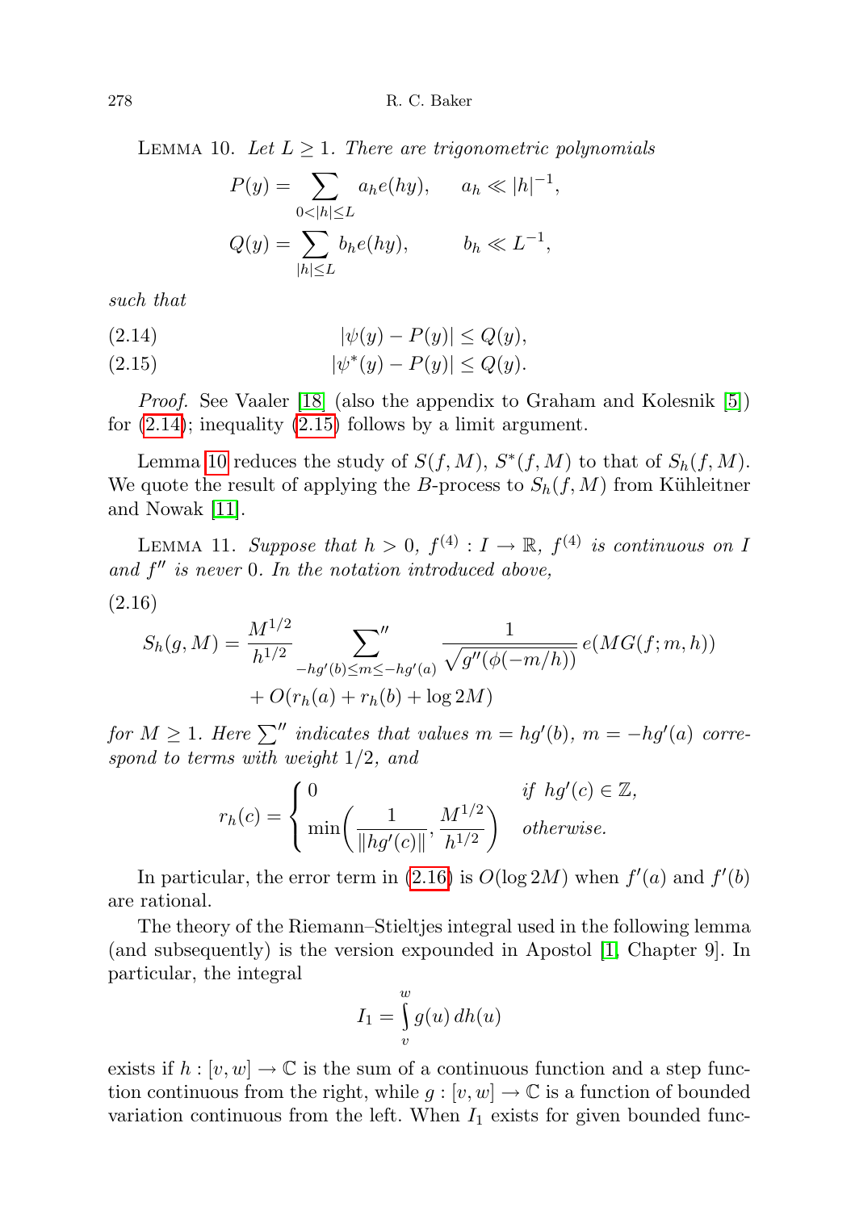LEMMA 10. *Let $L \geq 1$. There are trigonometric polynomials*

$$P(y) = \sum_{0<|h|\leq L} a_h e(hy), \qquad a_h \ll |h|^{-1},$$

$$Q(y) = \sum_{|h|\leq L} b_h e(hy), \qquad b_h \ll L^{-1},$$

*such that*

$$|\psi(y) - P(y)| \leq Q(y), \tag{2.14}$$

$$|\psi^*(y) - P(y)| \leq Q(y). \tag{2.15}$$

*Proof.* See Vaaler [18] (also the appendix to Graham and Kolesnik [5]) for (2.14); inequality (2.15) follows by a limit argument.

Lemma 10 reduces the study of $S(f, M)$, $S^*(f, M)$ to that of $S_h(f, M)$. We quote the result of applying the $B$-process to $S_h(f, M)$ from Kühleitner and Nowak [11].

LEMMA 11. *Suppose that $h > 0$, $f^{(4)} : I \to \mathbb{R}$, $f^{(4)}$ is continuous on $I$ and $f''$ is never $0$. In the notation introduced above,*

$$S_h(g, M) = \frac{M^{1/2}}{h^{1/2}} \sideset{}{''}\sum_{-hg'(b)\leq m\leq -hg'(a)} \frac{1}{\sqrt{g''(\phi(-m/h))}} e(MG(f; m, h)) + O(r_h(a) + r_h(b) + \log 2M) \tag{2.16}$$

*for $M \geq 1$. Here $\sum''$ indicates that values $m = hg'(b)$, $m = -hg'(a)$ correspond to terms with weight $1/2$, and*

$$r_h(c) = \begin{cases} 0 & \text{if } hg'(c) \in \mathbb{Z}, \\ \min\left(\dfrac{1}{\|hg'(c)\|}, \dfrac{M^{1/2}}{h^{1/2}}\right) & \text{otherwise.} \end{cases}$$

In particular, the error term in (2.16) is $O(\log 2M)$ when $f'(a)$ and $f'(b)$ are rational.

The theory of the Riemann–Stieltjes integral used in the following lemma (and subsequently) is the version expounded in Apostol [1, Chapter 9]. In particular, the integral

$$I_1 = \int_v^w g(u)\, dh(u)$$

exists if $h : [v, w] \to \mathbb{C}$ is the sum of a continuous function and a step function continuous from the right, while $g : [v, w] \to \mathbb{C}$ is a function of bounded variation continuous from the left. When $I_1$ exists for given bounded func-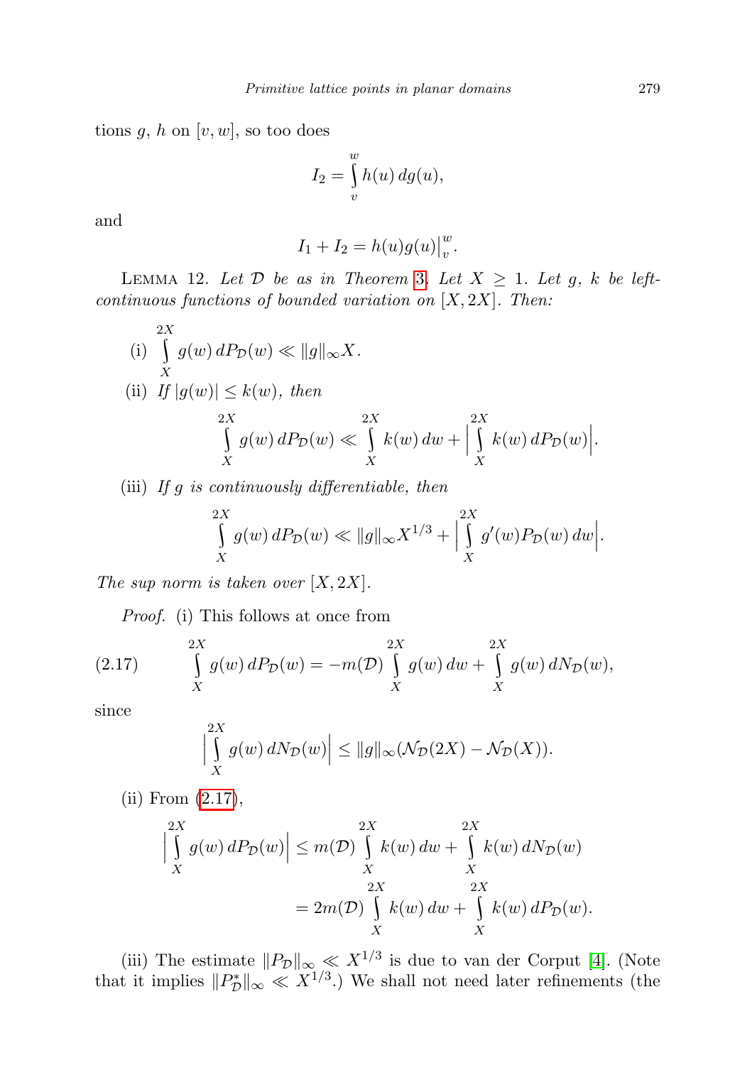tions $g$, $h$ on $[v, w]$, so too does

$$I_2 = \int_v^w h(u)\, dg(u),$$

and

$$I_1 + I_2 = h(u)g(u)\big|_v^w.$$

LEMMA 12. *Let $\mathcal{D}$ be as in Theorem 3. Let $X \geq 1$. Let $g$, $k$ be left-continuous functions of bounded variation on $[X, 2X]$. Then:*

(i) $\displaystyle\int_X^{2X} g(w)\, dP_{\mathcal{D}}(w) \ll \|g\|_\infty X.$

(ii) *If $|g(w)| \leq k(w)$, then*

$$\int_X^{2X} g(w)\, dP_{\mathcal{D}}(w) \ll \int_X^{2X} k(w)\, dw + \Big|\int_X^{2X} k(w)\, dP_{\mathcal{D}}(w)\Big|.$$

(iii) *If $g$ is continuously differentiable, then*

$$\int_X^{2X} g(w)\, dP_{\mathcal{D}}(w) \ll \|g\|_\infty X^{1/3} + \Big|\int_X^{2X} g'(w) P_{\mathcal{D}}(w)\, dw\Big|.$$

*The sup norm is taken over $[X, 2X]$.*

*Proof.* (i) This follows at once from

$$\int_X^{2X} g(w)\, dP_{\mathcal{D}}(w) = -m(\mathcal{D}) \int_X^{2X} g(w)\, dw + \int_X^{2X} g(w)\, dN_{\mathcal{D}}(w), \tag{2.17}$$

since

$$\Big|\int_X^{2X} g(w)\, dN_{\mathcal{D}}(w)\Big| \leq \|g\|_\infty (\mathcal{N}_{\mathcal{D}}(2X) - \mathcal{N}_{\mathcal{D}}(X)).$$

(ii) From (2.17),

$$\begin{aligned}\Big|\int_X^{2X} g(w)\, dP_{\mathcal{D}}(w)\Big| &\leq m(\mathcal{D}) \int_X^{2X} k(w)\, dw + \int_X^{2X} k(w)\, dN_{\mathcal{D}}(w) \\ &= 2m(\mathcal{D}) \int_X^{2X} k(w)\, dw + \int_X^{2X} k(w)\, dP_{\mathcal{D}}(w).\end{aligned}$$

(iii) The estimate $\|P_{\mathcal{D}}\|_\infty \ll X^{1/3}$ is due to van der Corput [4]. (Note that it implies $\|P_{\mathcal{D}}^*\|_\infty \ll X^{1/3}$.) We shall not need later refinements (the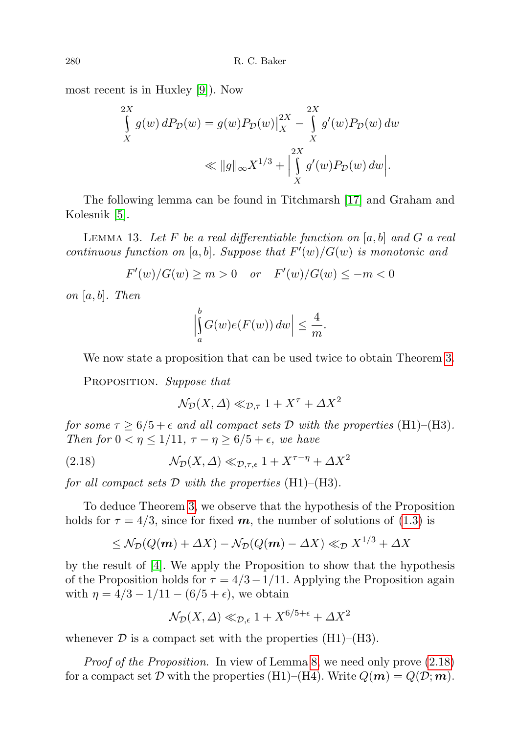most recent is in Huxley [9]). Now

$$\int_X^{2X} g(w)\,dP_{\mathcal{D}}(w) = g(w)P_{\mathcal{D}}(w)\big|_X^{2X} - \int_X^{2X} g'(w)P_{\mathcal{D}}(w)\,dw$$
$$\ll \|g\|_\infty X^{1/3} + \Big|\int_X^{2X} g'(w)P_{\mathcal{D}}(w)\,dw\Big|.$$

The following lemma can be found in Titchmarsh [17] and Graham and Kolesnik [5].

LEMMA 13. *Let $F$ be a real differentiable function on $[a,b]$ and $G$ a real continuous function on $[a,b]$. Suppose that $F'(w)/G(w)$ is monotonic and*

$$F'(w)/G(w) \ge m > 0 \quad \text{or} \quad F'(w)/G(w) \le -m < 0$$

*on $[a,b]$. Then*

$$\Big|\int_a^b G(w)e(F(w))\,dw\Big| \le \frac{4}{m}.$$

We now state a proposition that can be used twice to obtain Theorem 3.

PROPOSITION. *Suppose that*

$$\mathcal{N}_{\mathcal{D}}(X,\Delta) \ll_{\mathcal{D},\tau} 1 + X^\tau + \Delta X^2$$

*for some $\tau \ge 6/5+\epsilon$ and all compact sets $\mathcal{D}$ with the properties* (H1)–(H3). *Then for $0<\eta\le 1/11$, $\tau-\eta\ge 6/5+\epsilon$, we have*

$$\mathcal{N}_{\mathcal{D}}(X,\Delta) \ll_{\mathcal{D},\tau,\epsilon} 1 + X^{\tau-\eta} + \Delta X^2 \tag{2.18}$$

*for all compact sets $\mathcal{D}$ with the properties* (H1)–(H3).

To deduce Theorem 3, we observe that the hypothesis of the Proposition holds for $\tau = 4/3$, since for fixed $\boldsymbol{m}$, the number of solutions of (1.3) is

$$\le \mathcal{N}_{\mathcal{D}}(Q(\boldsymbol{m})+\Delta X) - \mathcal{N}_{\mathcal{D}}(Q(\boldsymbol{m})-\Delta X) \ll_{\mathcal{D}} X^{1/3} + \Delta X$$

by the result of [4]. We apply the Proposition to show that the hypothesis of the Proposition holds for $\tau = 4/3 - 1/11$. Applying the Proposition again with $\eta = 4/3 - 1/11 - (6/5+\epsilon)$, we obtain

$$\mathcal{N}_{\mathcal{D}}(X,\Delta) \ll_{\mathcal{D},\epsilon} 1 + X^{6/5+\epsilon} + \Delta X^2$$

whenever $\mathcal{D}$ is a compact set with the properties (H1)–(H3).

*Proof of the Proposition.* In view of Lemma 8, we need only prove (2.18) for a compact set $\mathcal{D}$ with the properties (H1)–(H4). Write $Q(\boldsymbol{m}) = Q(\mathcal{D};\boldsymbol{m})$.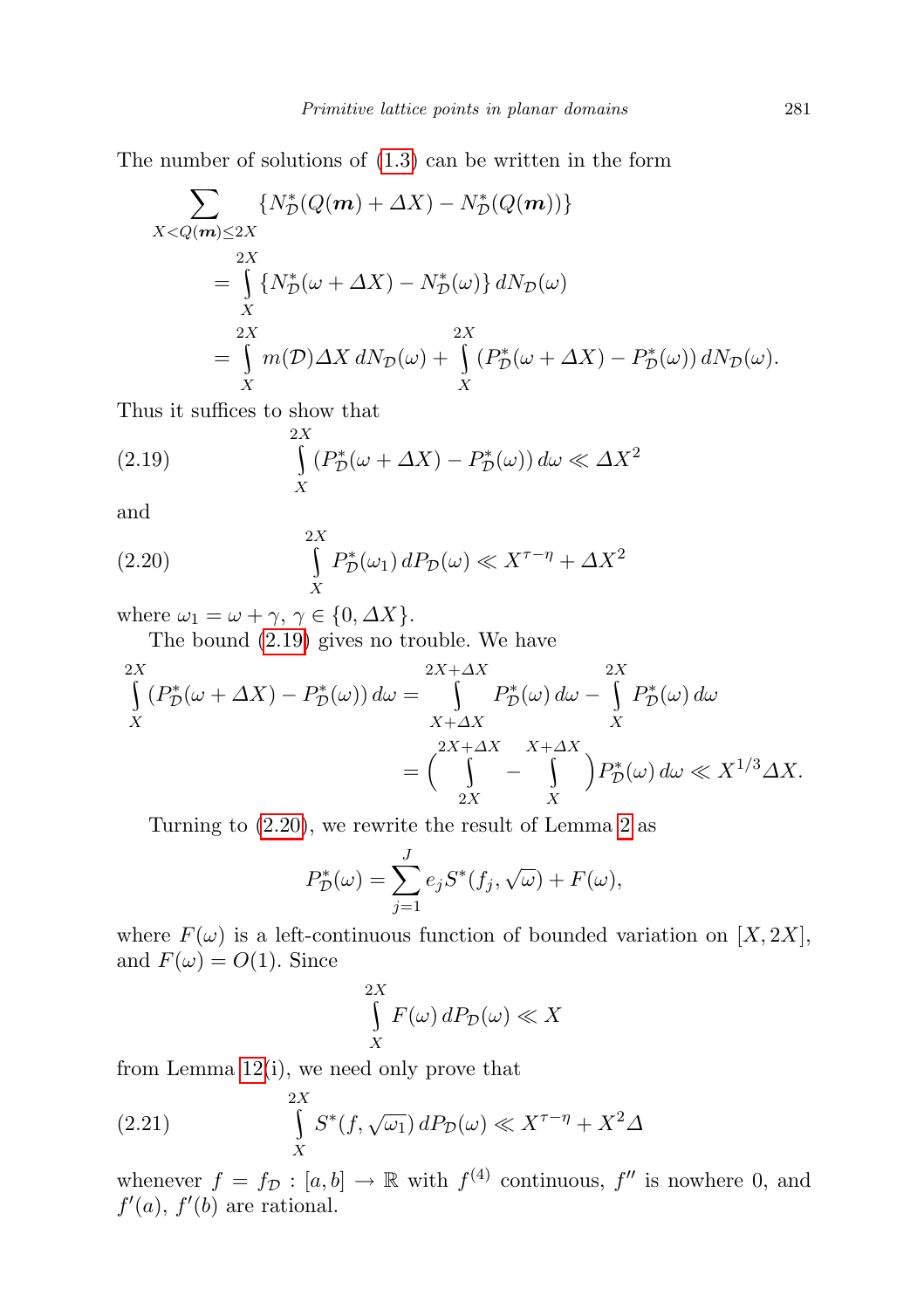The number of solutions of (1.3) can be written in the form

$$\begin{aligned}\sum_{X<Q(\boldsymbol{m})\le 2X} &\{N^*_{\mathcal{D}}(Q(\boldsymbol{m})+\Delta X)-N^*_{\mathcal{D}}(Q(\boldsymbol{m}))\}\\ &=\int_X^{2X}\{N^*_{\mathcal{D}}(\omega+\Delta X)-N^*_{\mathcal{D}}(\omega)\}\,dN_{\mathcal{D}}(\omega)\\ &=\int_X^{2X} m(\mathcal{D})\Delta X\,dN_{\mathcal{D}}(\omega)+\int_X^{2X}(P^*_{\mathcal{D}}(\omega+\Delta X)-P^*_{\mathcal{D}}(\omega))\,dN_{\mathcal{D}}(\omega).\end{aligned}$$

Thus it suffices to show that

$$\int_X^{2X}(P^*_{\mathcal{D}}(\omega+\Delta X)-P^*_{\mathcal{D}}(\omega))\,d\omega \ll \Delta X^2 \tag{2.19}$$

and

$$\int_X^{2X} P^*_{\mathcal{D}}(\omega_1)\,dP_{\mathcal{D}}(\omega)\ll X^{\tau-\eta}+\Delta X^2 \tag{2.20}$$

where $\omega_1=\omega+\gamma$, $\gamma\in\{0,\Delta X\}$.

The bound (2.19) gives no trouble. We have

$$\begin{aligned}\int_X^{2X}(P^*_{\mathcal{D}}(\omega+\Delta X)-P^*_{\mathcal{D}}(\omega))\,d\omega&=\int_{X+\Delta X}^{2X+\Delta X}P^*_{\mathcal{D}}(\omega)\,d\omega-\int_X^{2X}P^*_{\mathcal{D}}(\omega)\,d\omega\\ &=\Big(\int_{2X}^{2X+\Delta X}-\int_X^{X+\Delta X}\Big)P^*_{\mathcal{D}}(\omega)\,d\omega\ll X^{1/3}\Delta X.\end{aligned}$$

Turning to (2.20), we rewrite the result of Lemma 2 as

$$P^*_{\mathcal{D}}(\omega)=\sum_{j=1}^J e_jS^*(f_j,\sqrt{\omega})+F(\omega),$$

where $F(\omega)$ is a left-continuous function of bounded variation on $[X,2X]$, and $F(\omega)=O(1)$. Since

$$\int_X^{2X}F(\omega)\,dP_{\mathcal{D}}(\omega)\ll X$$

from Lemma 12(i), we need only prove that

$$\int_X^{2X}S^*(f,\sqrt{\omega_1})\,dP_{\mathcal{D}}(\omega)\ll X^{\tau-\eta}+X^2\Delta \tag{2.21}$$

whenever $f=f_{\mathcal{D}}:[a,b]\to\mathbb{R}$ with $f^{(4)}$ continuous, $f''$ is nowhere 0, and $f'(a)$, $f'(b)$ are rational.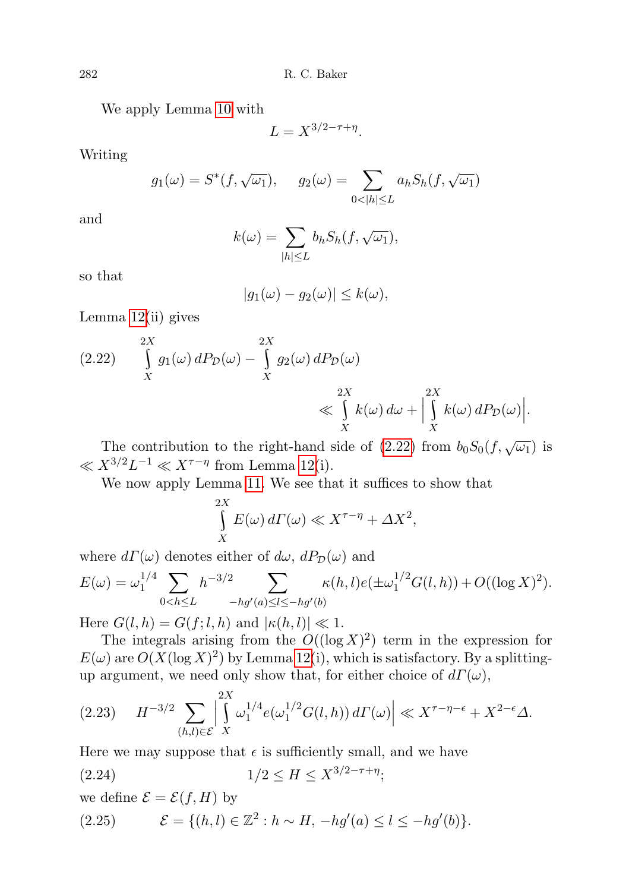We apply Lemma 10 with

$$L = X^{3/2-\tau+\eta}.$$

Writing

$$g_1(\omega) = S^*(f, \sqrt{\omega_1}), \qquad g_2(\omega) = \sum_{0<|h|\le L} a_h S_h(f, \sqrt{\omega_1})$$

and

$$k(\omega) = \sum_{|h|\le L} b_h S_h(f, \sqrt{\omega_1}),$$

so that

$$|g_1(\omega) - g_2(\omega)| \le k(\omega),$$

Lemma 12(ii) gives

$$\int_X^{2X} g_1(\omega)\, dP_{\mathcal{D}}(\omega) - \int_X^{2X} g_2(\omega)\, dP_{\mathcal{D}}(\omega) \ll \int_X^{2X} k(\omega)\, d\omega + \Big| \int_X^{2X} k(\omega)\, dP_{\mathcal{D}}(\omega)\Big|. \tag{2.22}$$

The contribution to the right-hand side of (2.22) from $b_0 S_0(f, \sqrt{\omega_1})$ is $\ll X^{3/2}L^{-1} \ll X^{\tau-\eta}$ from Lemma 12(i).

We now apply Lemma 11. We see that it suffices to show that

$$\int_X^{2X} E(\omega)\, d\Gamma(\omega) \ll X^{\tau-\eta} + \Delta X^2,$$

where $d\Gamma(\omega)$ denotes either of $d\omega$, $dP_{\mathcal{D}}(\omega)$ and

$$E(\omega) = \omega_1^{1/4} \sum_{0<h\le L} h^{-3/2} \sum_{-hg'(a)\le l \le -hg'(b)} \kappa(h,l) e(\pm \omega_1^{1/2} G(l,h)) + O((\log X)^2).$$

Here $G(l,h) = G(f; l, h)$ and $|\kappa(h,l)| \ll 1$.

The integrals arising from the $O((\log X)^2)$ term in the expression for $E(\omega)$ are $O(X(\log X)^2)$ by Lemma 12(i), which is satisfactory. By a splitting-up argument, we need only show that, for either choice of $d\Gamma(\omega)$,

$$H^{-3/2} \sum_{(h,l)\in\mathcal{E}} \Big| \int_X^{2X} \omega_1^{1/4} e(\omega_1^{1/2} G(l,h))\, d\Gamma(\omega)\Big| \ll X^{\tau-\eta-\epsilon} + X^{2-\epsilon}\Delta. \tag{2.23}$$

Here we may suppose that $\epsilon$ is sufficiently small, and we have

$$1/2 \le H \le X^{3/2-\tau+\eta}; \tag{2.24}$$

we define $\mathcal{E} = \mathcal{E}(f, H)$ by

$$\mathcal{E} = \{(h,l) \in \mathbb{Z}^2 : h \sim H,\ -hg'(a) \le l \le -hg'(b)\}. \tag{2.25}$$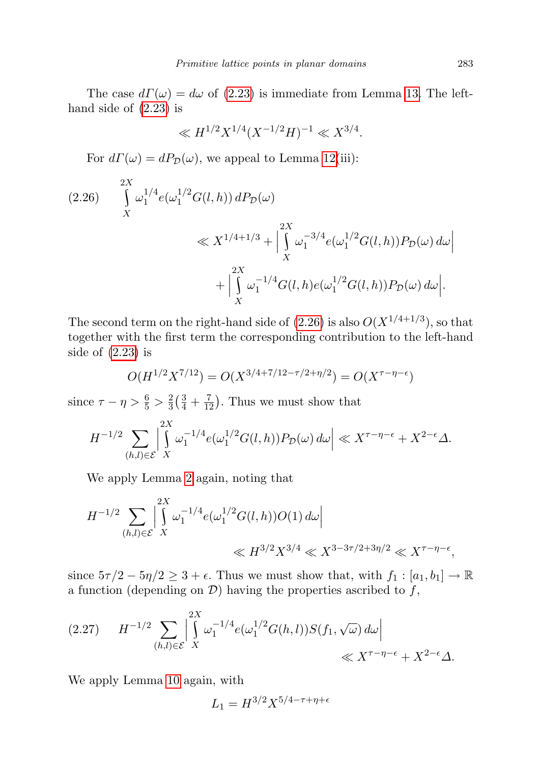The case $d\Gamma(\omega) = d\omega$ of (2.23) is immediate from Lemma 13. The left-hand side of (2.23) is

$$\ll H^{1/2} X^{1/4} (X^{-1/2} H)^{-1} \ll X^{3/4}.$$

For $d\Gamma(\omega) = dP_{\mathcal{D}}(\omega)$, we appeal to Lemma 12(iii):

$$(2.26) \qquad \int_X^{2X} \omega_1^{1/4} e(\omega_1^{1/2} G(l,h))\, dP_{\mathcal{D}}(\omega) \ll X^{1/4+1/3} + \Big| \int_X^{2X} \omega_1^{-3/4} e(\omega_1^{1/2} G(l,h)) P_{\mathcal{D}}(\omega)\, d\omega \Big| + \Big| \int_X^{2X} \omega_1^{-1/4} G(l,h) e(\omega_1^{1/2} G(l,h)) P_{\mathcal{D}}(\omega)\, d\omega \Big|.$$

The second term on the right-hand side of (2.26) is also $O(X^{1/4+1/3})$, so that together with the first term the corresponding contribution to the left-hand side of (2.23) is

$$O(H^{1/2} X^{7/12}) = O(X^{3/4+7/12-\tau/2+\eta/2}) = O(X^{\tau-\eta-\epsilon})$$

since $\tau - \eta > \frac{6}{5} > \frac{2}{3}\big(\frac{3}{4} + \frac{7}{12}\big)$. Thus we must show that

$$H^{-1/2} \sum_{(h,l)\in\mathcal{E}} \Big| \int_X^{2X} \omega_1^{-1/4} e(\omega_1^{1/2} G(l,h)) P_{\mathcal{D}}(\omega)\, d\omega \Big| \ll X^{\tau-\eta-\epsilon} + X^{2-\epsilon}\Delta.$$

We apply Lemma 2 again, noting that

$$H^{-1/2} \sum_{(h,l)\in\mathcal{E}} \Big| \int_X^{2X} \omega_1^{-1/4} e(\omega_1^{1/2} G(l,h)) O(1)\, d\omega \Big| \ll H^{3/2} X^{3/4} \ll X^{3-3\tau/2+3\eta/2} \ll X^{\tau-\eta-\epsilon},$$

since $5\tau/2 - 5\eta/2 \geq 3 + \epsilon$. Thus we must show that, with $f_1 : [a_1, b_1] \to \mathbb{R}$ a function (depending on $\mathcal{D}$) having the properties ascribed to $f$,

$$(2.27) \qquad H^{-1/2} \sum_{(h,l)\in\mathcal{E}} \Big| \int_X^{2X} \omega_1^{-1/4} e(\omega_1^{1/2} G(h,l)) S(f_1, \sqrt{\omega})\, d\omega \Big| \ll X^{\tau-\eta-\epsilon} + X^{2-\epsilon}\Delta.$$

We apply Lemma 10 again, with

$$L_1 = H^{3/2} X^{5/4-\tau+\eta+\epsilon}$$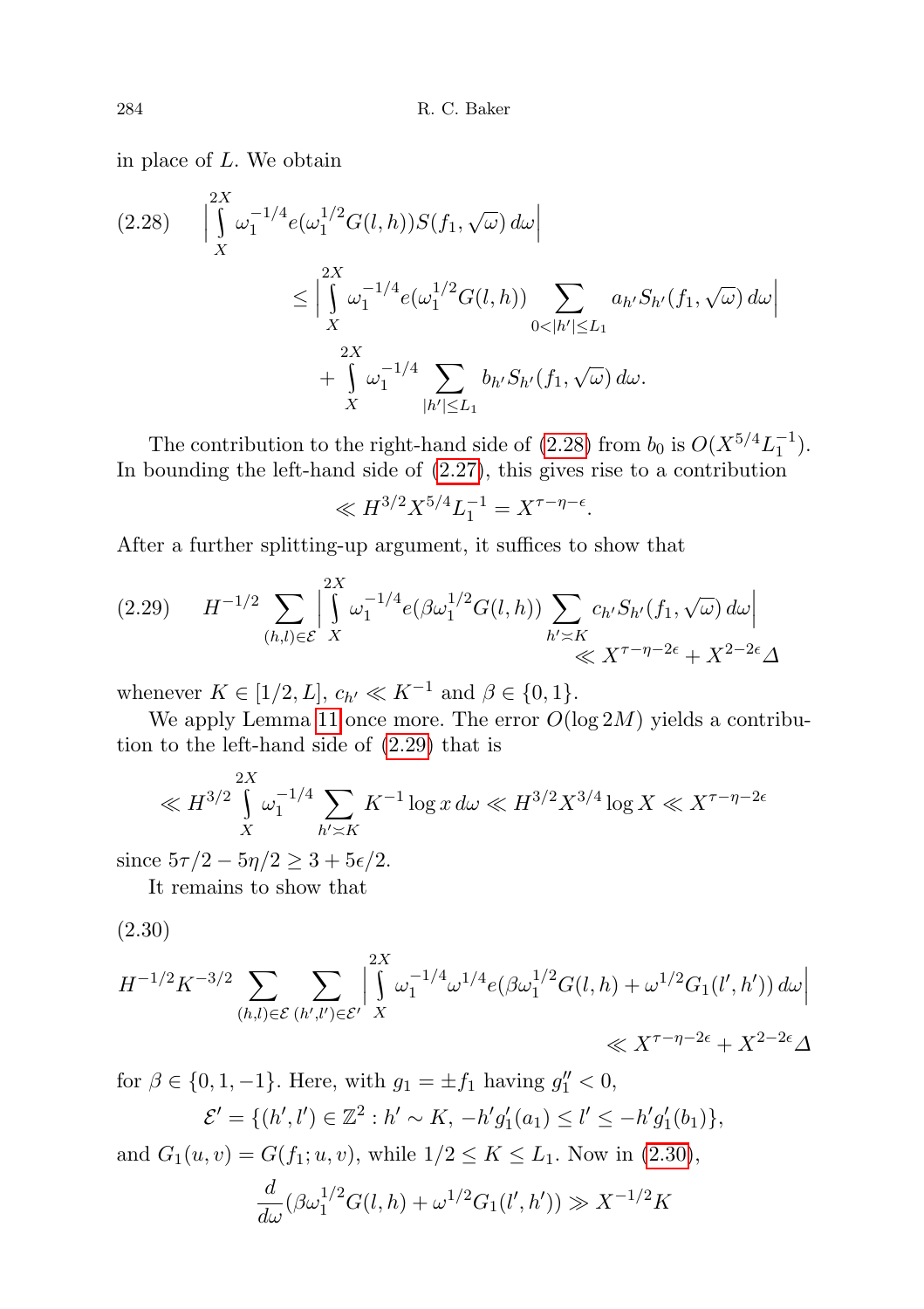in place of $L$. We obtain

$$
\tag{2.28}
\begin{aligned}
\Big| \int_X^{2X} \omega_1^{-1/4} e(\omega_1^{1/2} G(l,h)) S(f_1, \sqrt{\omega})\, d\omega \Big|
&\le \Big| \int_X^{2X} \omega_1^{-1/4} e(\omega_1^{1/2} G(l,h)) \sum_{0<|h'|\le L_1} a_{h'} S_{h'}(f_1, \sqrt{\omega})\, d\omega \Big| \\
&\quad + \int_X^{2X} \omega_1^{-1/4} \sum_{|h'|\le L_1} b_{h'} S_{h'}(f_1, \sqrt{\omega})\, d\omega.
\end{aligned}
$$

The contribution to the right-hand side of (2.28) from $b_0$ is $O(X^{5/4}L_1^{-1})$. In bounding the left-hand side of (2.27), this gives rise to a contribution

$$
\ll H^{3/2} X^{5/4} L_1^{-1} = X^{\tau-\eta-\epsilon}.
$$

After a further splitting-up argument, it suffices to show that

$$
\tag{2.29}
H^{-1/2} \sum_{(h,l)\in\mathcal{E}} \Big| \int_X^{2X} \omega_1^{-1/4} e(\beta \omega_1^{1/2} G(l,h)) \sum_{h'\asymp K} c_{h'} S_{h'}(f_1, \sqrt{\omega})\, d\omega \Big| \ll X^{\tau-\eta-2\epsilon} + X^{2-2\epsilon}\Delta
$$

whenever $K \in [1/2, L]$, $c_{h'} \ll K^{-1}$ and $\beta \in \{0,1\}$.

We apply Lemma 11 once more. The error $O(\log 2M)$ yields a contribution to the left-hand side of (2.29) that is

$$
\ll H^{3/2} \int_X^{2X} \omega_1^{-1/4} \sum_{h'\asymp K} K^{-1} \log x\, d\omega \ll H^{3/2} X^{3/4} \log X \ll X^{\tau-\eta-2\epsilon}
$$

since $5\tau/2 - 5\eta/2 \ge 3 + 5\epsilon/2$.

It remains to show that

$$
\tag{2.30}
H^{-1/2}K^{-3/2} \sum_{(h,l)\in\mathcal{E}} \sum_{(h',l')\in\mathcal{E}'} \Big| \int_X^{2X} \omega_1^{-1/4} \omega^{1/4} e(\beta \omega_1^{1/2} G(l,h) + \omega^{1/2} G_1(l',h'))\, d\omega \Big| \ll X^{\tau-\eta-2\epsilon} + X^{2-2\epsilon}\Delta
$$

for $\beta \in \{0,1,-1\}$. Here, with $g_1 = \pm f_1$ having $g_1'' < 0$,

$$
\mathcal{E}' = \{(h',l') \in \mathbb{Z}^2 : h' \sim K,\ -h' g_1'(a_1) \le l' \le -h' g_1'(b_1)\},
$$

and $G_1(u,v) = G(f_1; u,v)$, while $1/2 \le K \le L_1$. Now in (2.30),

$$
\frac{d}{d\omega}(\beta \omega_1^{1/2} G(l,h) + \omega^{1/2} G_1(l',h')) \gg X^{-1/2} K
$$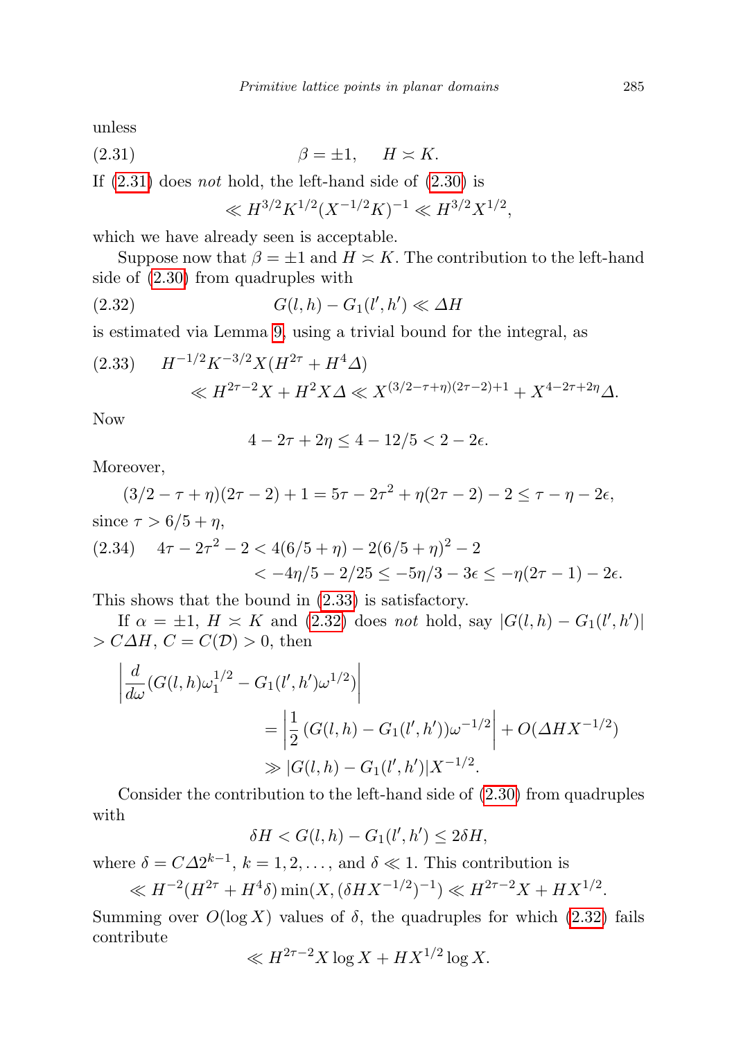unless

$$\beta = \pm 1, \quad H \asymp K. \tag{2.31}$$

If (2.31) does *not* hold, the left-hand side of (2.30) is

$$\ll H^{3/2}K^{1/2}(X^{-1/2}K)^{-1} \ll H^{3/2}X^{1/2},$$

which we have already seen is acceptable.

Suppose now that $\beta = \pm 1$ and $H \asymp K$. The contribution to the left-hand side of (2.30) from quadruples with

$$G(l,h) - G_1(l',h') \ll \Delta H \tag{2.32}$$

is estimated via Lemma 9, using a trivial bound for the integral, as

$$\begin{aligned} &H^{-1/2}K^{-3/2}X(H^{2\tau} + H^4\Delta) \\ &\qquad \ll H^{2\tau-2}X + H^2X\Delta \ll X^{(3/2-\tau+\eta)(2\tau-2)+1} + X^{4-2\tau+2\eta}\Delta. \end{aligned} \tag{2.33}$$

Now

$$4 - 2\tau + 2\eta \le 4 - 12/5 < 2 - 2\epsilon.$$

Moreover,

$$(3/2 - \tau + \eta)(2\tau - 2) + 1 = 5\tau - 2\tau^2 + \eta(2\tau-2) - 2 \le \tau - \eta - 2\epsilon,$$

since $\tau > 6/5 + \eta$,

$$\begin{aligned} 4\tau - 2\tau^2 - 2 &< 4(6/5+\eta) - 2(6/5+\eta)^2 - 2 \\ &< -4\eta/5 - 2/25 \le -5\eta/3 - 3\epsilon \le -\eta(2\tau-1) - 2\epsilon. \end{aligned} \tag{2.34}$$

This shows that the bound in (2.33) is satisfactory.

If $\alpha = \pm 1$, $H \asymp K$ and (2.32) does *not* hold, say $|G(l,h) - G_1(l',h')| > C\Delta H$, $C = C(\mathcal{D}) > 0$, then

$$\begin{aligned} &\left| \frac{d}{d\omega}(G(l,h)\omega_1^{1/2} - G_1(l',h')\omega^{1/2}) \right| \\ &\qquad = \left| \frac{1}{2}\,(G(l,h) - G_1(l',h'))\omega^{-1/2} \right| + O(\Delta H X^{-1/2}) \\ &\qquad \gg |G(l,h) - G_1(l',h')|X^{-1/2}. \end{aligned}$$

Consider the contribution to the left-hand side of (2.30) from quadruples with

$$\delta H < G(l,h) - G_1(l',h') \le 2\delta H,$$

where $\delta = C\Delta 2^{k-1}$, $k = 1, 2, \ldots$, and $\delta \ll 1$. This contribution is

$$\ll H^{-2}(H^{2\tau} + H^4\delta)\min(X, (\delta H X^{-1/2})^{-1}) \ll H^{2\tau-2}X + HX^{1/2}.$$

Summing over $O(\log X)$ values of $\delta$, the quadruples for which (2.32) fails contribute

$$\ll H^{2\tau-2}X\log X + HX^{1/2}\log X.$$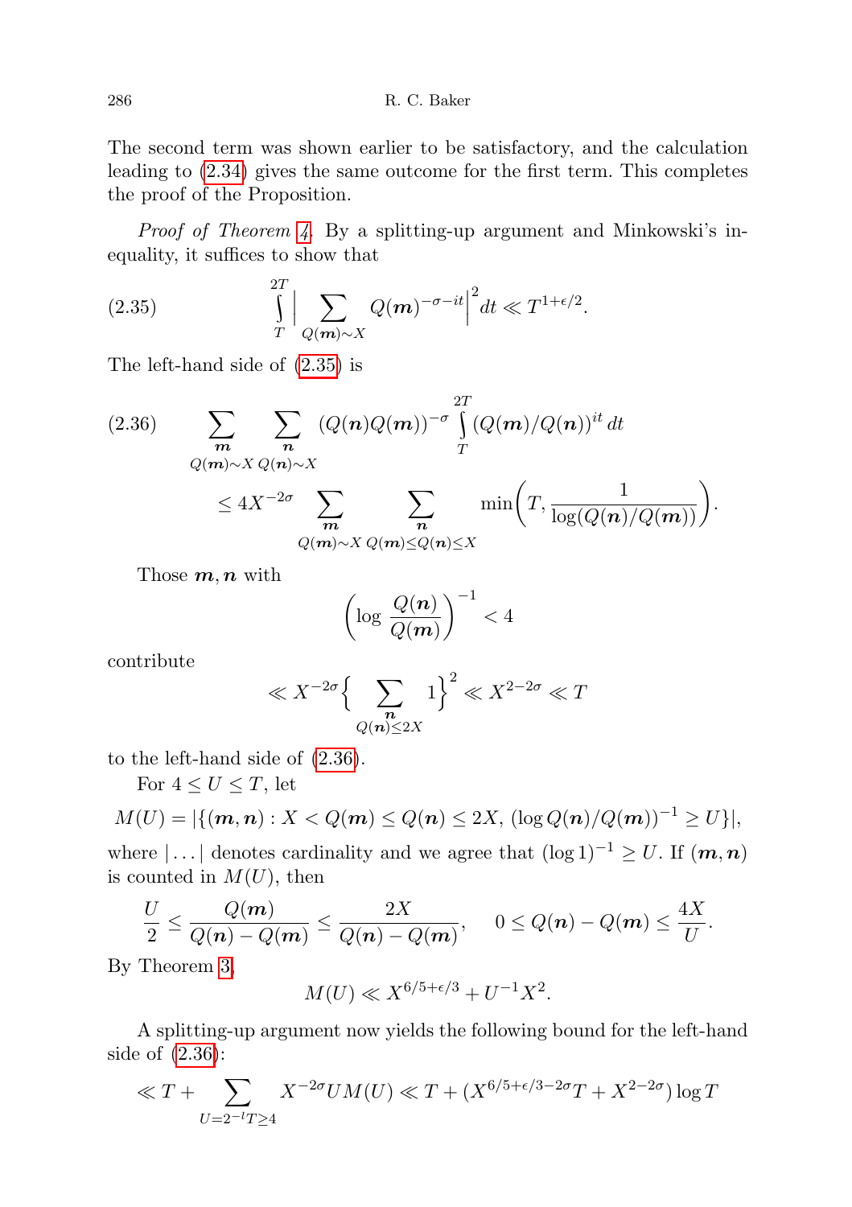The second term was shown earlier to be satisfactory, and the calculation leading to (2.34) gives the same outcome for the first term. This completes the proof of the Proposition.

*Proof of Theorem 4.* By a splitting-up argument and Minkowski's inequality, it suffices to show that

$$\int_T^{2T} \Big| \sum_{Q(\boldsymbol{m})\sim X} Q(\boldsymbol{m})^{-\sigma - it}\Big|^2 dt \ll T^{1+\epsilon/2}. \tag{2.35}$$

The left-hand side of (2.35) is

$$\begin{aligned} &\sum_{\substack{\boldsymbol{m} \\ Q(\boldsymbol{m})\sim X}} \sum_{\substack{\boldsymbol{n} \\ Q(\boldsymbol{n})\sim X}} (Q(\boldsymbol{n})Q(\boldsymbol{m}))^{-\sigma} \int_T^{2T} (Q(\boldsymbol{m})/Q(\boldsymbol{n}))^{it}\, dt \\ &\qquad \le 4X^{-2\sigma} \sum_{\substack{\boldsymbol{m} \\ Q(\boldsymbol{m})\sim X}} \sum_{\substack{\boldsymbol{n} \\ Q(\boldsymbol{m})\le Q(\boldsymbol{n})\le X}} \min\Big(T, \frac{1}{\log(Q(\boldsymbol{n})/Q(\boldsymbol{m}))}\Big). \end{aligned} \tag{2.36}$$

Those $\boldsymbol{m},\boldsymbol{n}$ with

$$\Big(\log \frac{Q(\boldsymbol{n})}{Q(\boldsymbol{m})}\Big)^{-1} < 4$$

contribute

$$\ll X^{-2\sigma}\Big\{ \sum_{\substack{\boldsymbol{n} \\ Q(\boldsymbol{n})\le 2X}} 1\Big\}^2 \ll X^{2-2\sigma} \ll T$$

to the left-hand side of (2.36).

For $4 \le U \le T$, let

$$M(U) = |\{(\boldsymbol{m},\boldsymbol{n}) : X < Q(\boldsymbol{m}) \le Q(\boldsymbol{n}) \le 2X,\ (\log Q(\boldsymbol{n})/Q(\boldsymbol{m}))^{-1} \ge U\}|,$$

where $|\dots|$ denotes cardinality and we agree that $(\log 1)^{-1} \ge U$. If $(\boldsymbol{m},\boldsymbol{n})$ is counted in $M(U)$, then

$$\frac{U}{2} \le \frac{Q(\boldsymbol{m})}{Q(\boldsymbol{n}) - Q(\boldsymbol{m})} \le \frac{2X}{Q(\boldsymbol{n}) - Q(\boldsymbol{m})}, \quad 0 \le Q(\boldsymbol{n}) - Q(\boldsymbol{m}) \le \frac{4X}{U}.$$

By Theorem 3,

$$M(U) \ll X^{6/5+\epsilon/3} + U^{-1}X^2.$$

A splitting-up argument now yields the following bound for the left-hand side of (2.36):

$$\ll T + \sum_{U = 2^{-l}T\ge 4} X^{-2\sigma} U M(U) \ll T + (X^{6/5+\epsilon/3-2\sigma}T + X^{2-2\sigma})\log T$$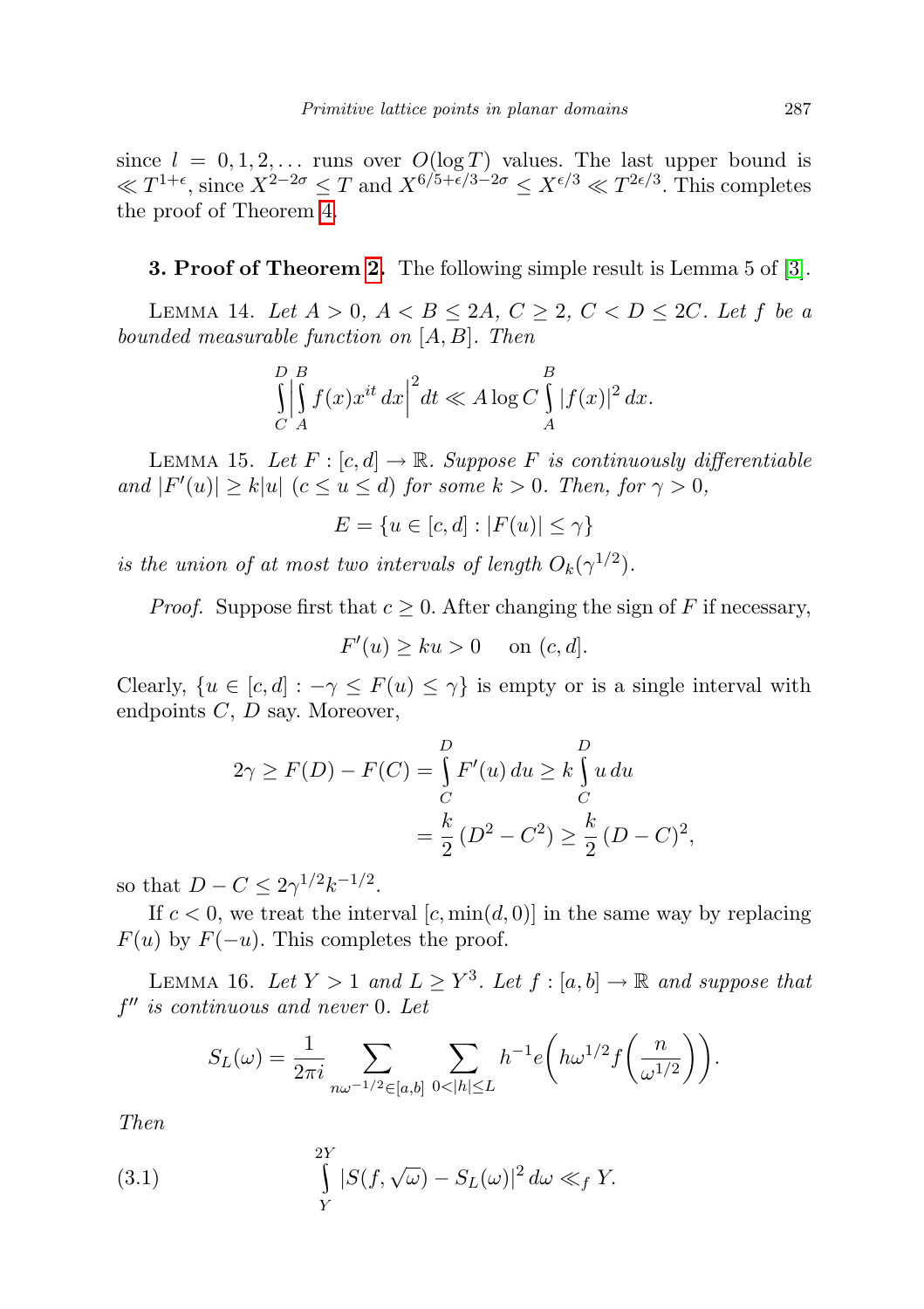since $l = 0, 1, 2, \ldots$ runs over $O(\log T)$ values. The last upper bound is $\ll T^{1+\epsilon}$, since $X^{2-2\sigma} \le T$ and $X^{6/5+\epsilon/3-2\sigma} \le X^{\epsilon/3} \ll T^{2\epsilon/3}$. This completes the proof of Theorem 4.

**3. Proof of Theorem 2.** The following simple result is Lemma 5 of [3].

LEMMA 14. *Let $A > 0$, $A < B \le 2A$, $C \ge 2$, $C < D \le 2C$. Let $f$ be a bounded measurable function on $[A, B]$. Then*

$$\int_C^D \left| \int_A^B f(x) x^{it}\, dx \right|^2 dt \ll A \log C \int_A^B |f(x)|^2\, dx.$$

LEMMA 15. *Let $F : [c, d] \to \mathbb{R}$. Suppose $F$ is continuously differentiable and $|F'(u)| \ge k|u|$ $(c \le u \le d)$ for some $k > 0$. Then, for $\gamma > 0$,*

$$E = \{u \in [c, d] : |F(u)| \le \gamma\}$$

*is the union of at most two intervals of length $O_k(\gamma^{1/2})$.*

*Proof.* Suppose first that $c \ge 0$. After changing the sign of $F$ if necessary,

$$F'(u) \ge ku > 0 \quad \text{ on } (c, d].$$

Clearly, $\{u \in [c, d] : -\gamma \le F(u) \le \gamma\}$ is empty or is a single interval with endpoints $C$, $D$ say. Moreover,

$$\begin{aligned} 2\gamma \ge F(D) - F(C) &= \int_C^D F'(u)\, du \ge k \int_C^D u\, du \\ &= \frac{k}{2}(D^2 - C^2) \ge \frac{k}{2}(D - C)^2, \end{aligned}$$

so that $D - C \le 2\gamma^{1/2} k^{-1/2}$.

If $c < 0$, we treat the interval $[c, \min(d, 0)]$ in the same way by replacing $F(u)$ by $F(-u)$. This completes the proof.

LEMMA 16. *Let $Y > 1$ and $L \ge Y^3$. Let $f : [a, b] \to \mathbb{R}$ and suppose that $f''$ is continuous and never $0$. Let*

$$S_L(\omega) = \frac{1}{2\pi i} \sum_{n\omega^{-1/2} \in [a,b]} \sum_{0 < |h| \le L} h^{-1} e\left(h\omega^{1/2} f\left(\frac{n}{\omega^{1/2}}\right)\right).$$

*Then*

$$\int_Y^{2Y} |S(f, \sqrt{\omega}) - S_L(\omega)|^2\, d\omega \ll_f Y. \tag{3.1}$$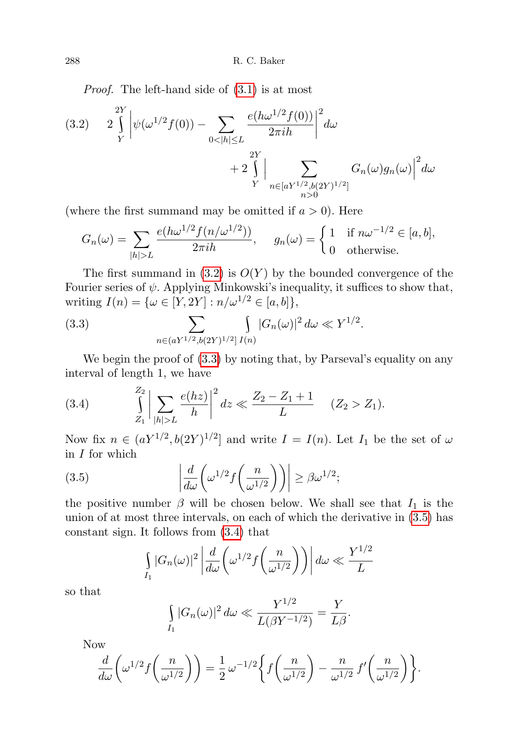*Proof.* The left-hand side of (3.1) is at most

$$(3.2)\qquad 2\int_{Y}^{2Y}\Big|\psi(\omega^{1/2}f(0)) - \sum_{0<|h|\le L}\frac{e(h\omega^{1/2}f(0))}{2\pi i h}\Big|^2 d\omega + 2\int_{Y}^{2Y}\Big|\sum_{\substack{n\in[aY^{1/2},b(2Y)^{1/2}]\\ n>0}} G_n(\omega)g_n(\omega)\Big|^2 d\omega$$

(where the first summand may be omitted if $a>0$). Here

$$G_n(\omega) = \sum_{|h|>L}\frac{e(h\omega^{1/2}f(n/\omega^{1/2}))}{2\pi i h}, \qquad g_n(\omega) = \begin{cases} 1 & \text{if } n\omega^{-1/2}\in[a,b],\\ 0 & \text{otherwise.}\end{cases}$$

The first summand in (3.2) is $O(Y)$ by the bounded convergence of the Fourier series of $\psi$. Applying Minkowski's inequality, it suffices to show that, writing $I(n) = \{\omega\in[Y,2Y] : n/\omega^{1/2}\in[a,b]\}$,

$$(3.3)\qquad \sum_{n\in(aY^{1/2},b(2Y)^{1/2}]}\int_{I(n)}|G_n(\omega)|^2\,d\omega \ll Y^{1/2}.$$

We begin the proof of (3.3) by noting that, by Parseval's equality on any interval of length 1, we have

$$(3.4)\qquad \int_{Z_1}^{Z_2}\Big|\sum_{|h|>L}\frac{e(hz)}{h}\Big|^2 dz \ll \frac{Z_2-Z_1+1}{L}\qquad (Z_2>Z_1).$$

Now fix $n\in(aY^{1/2},b(2Y)^{1/2}]$ and write $I=I(n)$. Let $I_1$ be the set of $\omega$ in $I$ for which

$$(3.5)\qquad \Big|\frac{d}{d\omega}\Big(\omega^{1/2}f\Big(\frac{n}{\omega^{1/2}}\Big)\Big)\Big| \ge \beta\omega^{1/2};$$

the positive number $\beta$ will be chosen below. We shall see that $I_1$ is the union of at most three intervals, on each of which the derivative in (3.5) has constant sign. It follows from (3.4) that

$$\int_{I_1}|G_n(\omega)|^2\Big|\frac{d}{d\omega}\Big(\omega^{1/2}f\Big(\frac{n}{\omega^{1/2}}\Big)\Big)\Big|\,d\omega \ll \frac{Y^{1/2}}{L}$$

so that

$$\int_{I_1}|G_n(\omega)|^2\,d\omega \ll \frac{Y^{1/2}}{L(\beta Y^{-1/2})} = \frac{Y}{L\beta}.$$

Now

$$\frac{d}{d\omega}\Big(\omega^{1/2}f\Big(\frac{n}{\omega^{1/2}}\Big)\Big) = \frac{1}{2}\,\omega^{-1/2}\Big\{f\Big(\frac{n}{\omega^{1/2}}\Big) - \frac{n}{\omega^{1/2}}\,f'\Big(\frac{n}{\omega^{1/2}}\Big)\Big\}.$$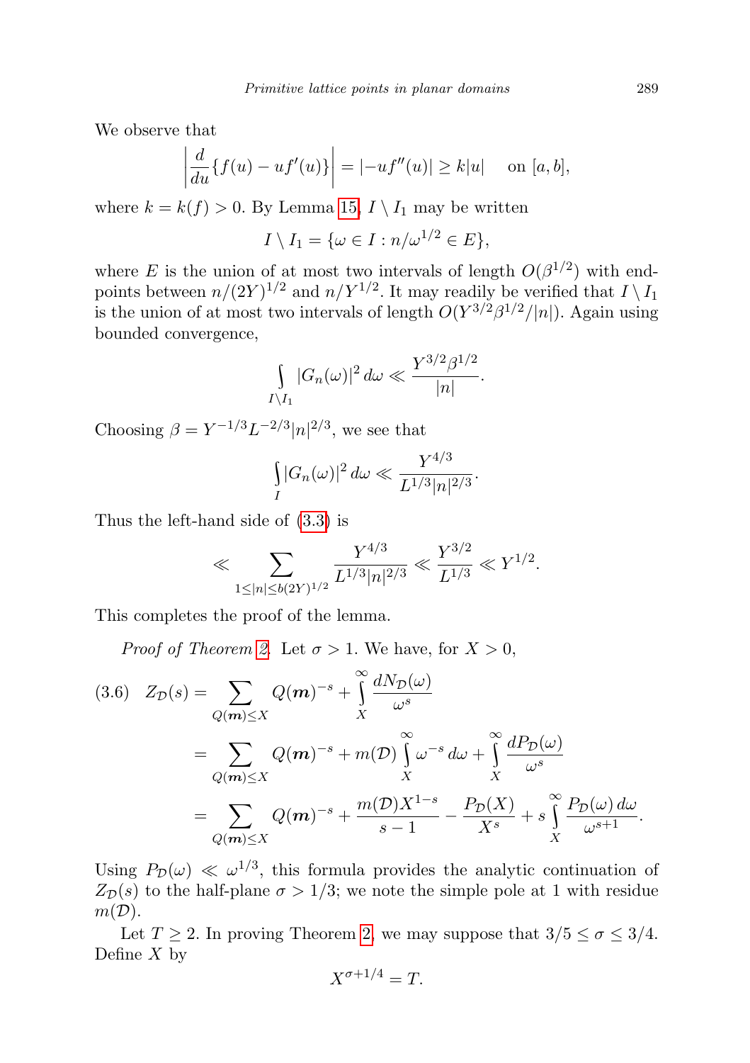We observe that

$$\left|\frac{d}{du}\{f(u) - uf'(u)\}\right| = |-uf''(u)| \geq k|u| \quad \text{on } [a, b],$$

where $k = k(f) > 0$. By Lemma 15, $I \setminus I_1$ may be written

$$I \setminus I_1 = \{\omega \in I : n/\omega^{1/2} \in E\},$$

where $E$ is the union of at most two intervals of length $O(\beta^{1/2})$ with endpoints between $n/(2Y)^{1/2}$ and $n/Y^{1/2}$. It may readily be verified that $I \setminus I_1$ is the union of at most two intervals of length $O(Y^{3/2}\beta^{1/2}/|n|)$. Again using bounded convergence,

$$\int\limits_{I \setminus I_1} |G_n(\omega)|^2 \, d\omega \ll \frac{Y^{3/2}\beta^{1/2}}{|n|}.$$

Choosing $\beta = Y^{-1/3}L^{-2/3}|n|^{2/3}$, we see that

$$\int\limits_{I} |G_n(\omega)|^2 \, d\omega \ll \frac{Y^{4/3}}{L^{1/3}|n|^{2/3}}.$$

Thus the left-hand side of (3.3) is

$$\ll \sum_{1 \leq |n| \leq b(2Y)^{1/2}} \frac{Y^{4/3}}{L^{1/3}|n|^{2/3}} \ll \frac{Y^{3/2}}{L^{1/3}} \ll Y^{1/2}.$$

This completes the proof of the lemma.

*Proof of Theorem 2.* Let $\sigma > 1$. We have, for $X > 0$,

$$\begin{aligned}
(3.6) \quad Z_{\mathcal{D}}(s) &= \sum_{Q(\boldsymbol{m}) \leq X} Q(\boldsymbol{m})^{-s} + \int\limits_X^\infty \frac{dN_{\mathcal{D}}(\omega)}{\omega^s} \\
&= \sum_{Q(\boldsymbol{m}) \leq X} Q(\boldsymbol{m})^{-s} + m(\mathcal{D}) \int\limits_X^\infty \omega^{-s} \, d\omega + \int\limits_X^\infty \frac{dP_{\mathcal{D}}(\omega)}{\omega^s} \\
&= \sum_{Q(\boldsymbol{m}) \leq X} Q(\boldsymbol{m})^{-s} + \frac{m(\mathcal{D})X^{1-s}}{s-1} - \frac{P_{\mathcal{D}}(X)}{X^s} + s \int\limits_X^\infty \frac{P_{\mathcal{D}}(\omega) \, d\omega}{\omega^{s+1}}.
\end{aligned}$$

Using $P_{\mathcal{D}}(\omega) \ll \omega^{1/3}$, this formula provides the analytic continuation of $Z_{\mathcal{D}}(s)$ to the half-plane $\sigma > 1/3$; we note the simple pole at 1 with residue $m(\mathcal{D})$.

Let $T \geq 2$. In proving Theorem 2, we may suppose that $3/5 \leq \sigma \leq 3/4$. Define $X$ by

$$X^{\sigma + 1/4} = T.$$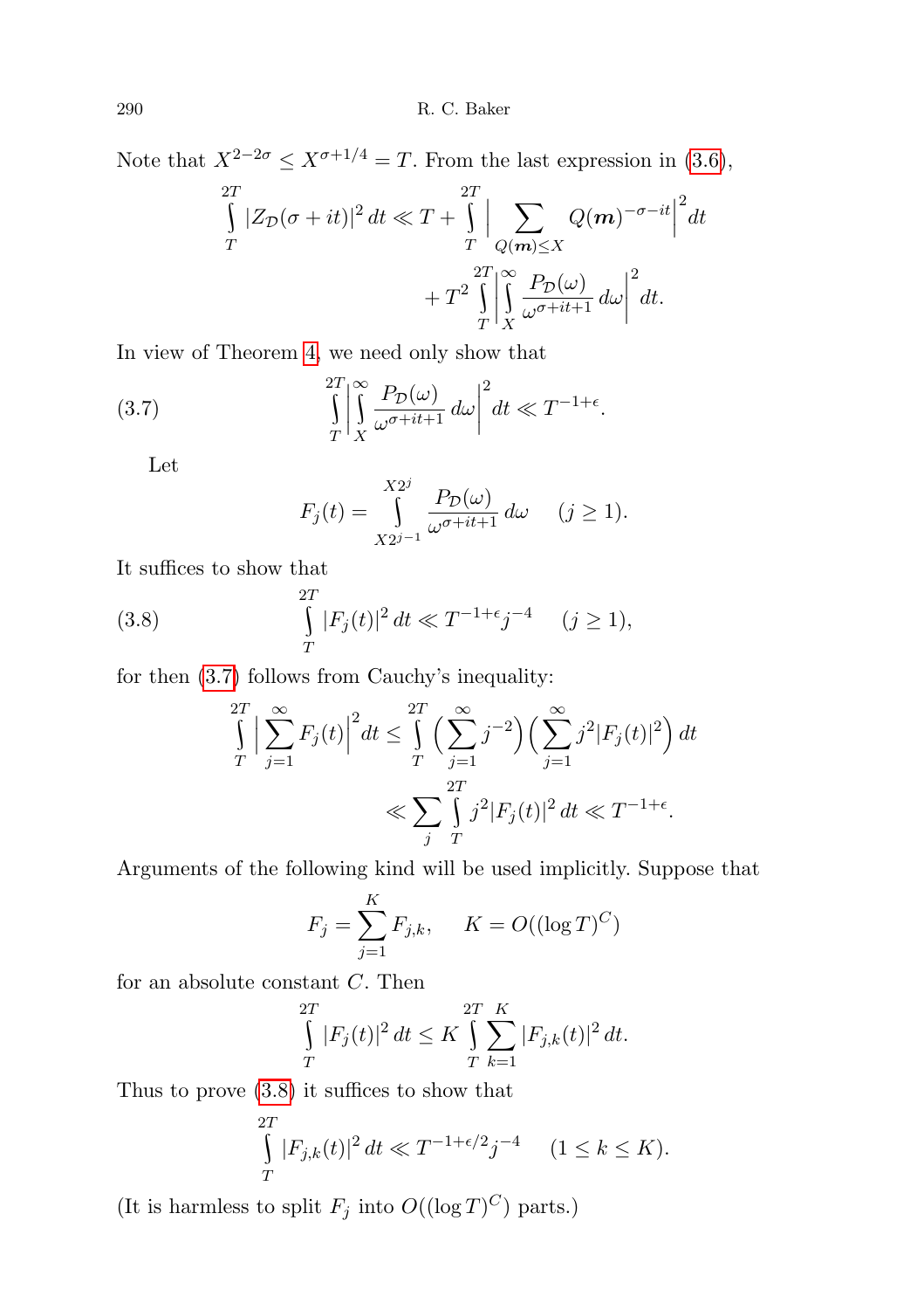Note that $X^{2-2\sigma} \le X^{\sigma+1/4} = T$. From the last expression in (3.6),

$$\int_T^{2T} |Z_{\mathcal{D}}(\sigma+it)|^2\,dt \ll T + \int_T^{2T} \Big|\sum_{Q(\boldsymbol{m})\le X} Q(\boldsymbol{m})^{-\sigma-it}\Big|^2 dt + T^2 \int_T^{2T}\Big|\int_X^\infty \frac{P_{\mathcal{D}}(\omega)}{\omega^{\sigma+it+1}}\,d\omega\Big|^2 dt.$$

In view of Theorem 4, we need only show that

$$\int_T^{2T}\Big|\int_X^\infty \frac{P_{\mathcal{D}}(\omega)}{\omega^{\sigma+it+1}}\,d\omega\Big|^2 dt \ll T^{-1+\epsilon}. \tag{3.7}$$

Let

$$F_j(t) = \int_{X2^{j-1}}^{X2^j} \frac{P_{\mathcal{D}}(\omega)}{\omega^{\sigma+it+1}}\,d\omega \quad (j \ge 1).$$

It suffices to show that

$$\int_T^{2T} |F_j(t)|^2\,dt \ll T^{-1+\epsilon} j^{-4} \quad (j\ge 1), \tag{3.8}$$

for then (3.7) follows from Cauchy's inequality:

$$\int_T^{2T}\Big|\sum_{j=1}^\infty F_j(t)\Big|^2 dt \le \int_T^{2T}\Big(\sum_{j=1}^\infty j^{-2}\Big)\Big(\sum_{j=1}^\infty j^2|F_j(t)|^2\Big)\,dt \ll \sum_j \int_T^{2T} j^2|F_j(t)|^2\,dt \ll T^{-1+\epsilon}.$$

Arguments of the following kind will be used implicitly. Suppose that

$$F_j = \sum_{j=1}^K F_{j,k}, \quad K = O((\log T)^C)$$

for an absolute constant $C$. Then

$$\int_T^{2T} |F_j(t)|^2\,dt \le K\int_T^{2T}\sum_{k=1}^K |F_{j,k}(t)|^2\,dt.$$

Thus to prove (3.8) it suffices to show that

$$\int_T^{2T} |F_{j,k}(t)|^2\,dt \ll T^{-1+\epsilon/2} j^{-4} \quad (1\le k\le K).$$

(It is harmless to split $F_j$ into $O((\log T)^C)$ parts.)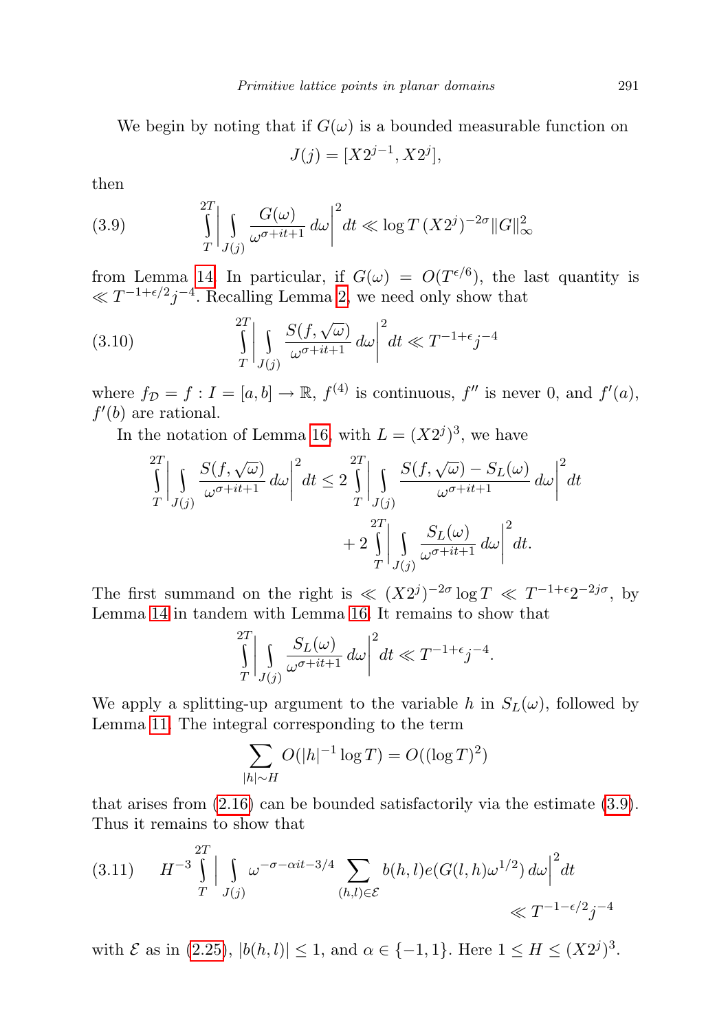We begin by noting that if $G(\omega)$ is a bounded measurable function on

$$J(j) = [X2^{j-1}, X2^j],$$

then

$$\int_T^{2T} \left| \int_{J(j)} \frac{G(\omega)}{\omega^{\sigma+it+1}}\, d\omega \right|^2 dt \ll \log T\, (X2^j)^{-2\sigma} \|G\|_\infty^2 \tag{3.9}$$

from Lemma 14. In particular, if $G(\omega) = O(T^{\epsilon/6})$, the last quantity is $\ll T^{-1+\epsilon/2} j^{-4}$. Recalling Lemma 2, we need only show that

$$\int_T^{2T} \left| \int_{J(j)} \frac{S(f, \sqrt{\omega})}{\omega^{\sigma+it+1}}\, d\omega \right|^2 dt \ll T^{-1+\epsilon} j^{-4} \tag{3.10}$$

where $f_{\mathcal{D}} = f : I = [a, b] \to \mathbb{R}$, $f^{(4)}$ is continuous, $f''$ is never 0, and $f'(a)$, $f'(b)$ are rational.

In the notation of Lemma 16, with $L = (X2^j)^3$, we have

$$\int_T^{2T} \left| \int_{J(j)} \frac{S(f, \sqrt{\omega})}{\omega^{\sigma+it+1}}\, d\omega \right|^2 dt \le 2 \int_T^{2T} \left| \int_{J(j)} \frac{S(f, \sqrt{\omega}) - S_L(\omega)}{\omega^{\sigma+it+1}}\, d\omega \right|^2 dt$$
$$+ 2 \int_T^{2T} \left| \int_{J(j)} \frac{S_L(\omega)}{\omega^{\sigma+it+1}}\, d\omega \right|^2 dt.$$

The first summand on the right is $\ll (X2^j)^{-2\sigma} \log T \ll T^{-1+\epsilon} 2^{-2j\sigma}$, by Lemma 14 in tandem with Lemma 16. It remains to show that

$$\int_T^{2T} \left| \int_{J(j)} \frac{S_L(\omega)}{\omega^{\sigma+it+1}}\, d\omega \right|^2 dt \ll T^{-1+\epsilon} j^{-4}.$$

We apply a splitting-up argument to the variable $h$ in $S_L(\omega)$, followed by Lemma 11. The integral corresponding to the term

$$\sum_{|h| \sim H} O(|h|^{-1} \log T) = O((\log T)^2)$$

that arises from (2.16) can be bounded satisfactorily via the estimate (3.9). Thus it remains to show that

$$H^{-3} \int_T^{2T} \left| \int_{J(j)} \omega^{-\sigma-\alpha it-3/4} \sum_{(h,l)\in\mathcal{E}} b(h,l) e(G(l,h)\omega^{1/2})\, d\omega \right|^2 dt \ll T^{-1-\epsilon/2} j^{-4} \tag{3.11}$$

with $\mathcal{E}$ as in (2.25), $|b(h, l)| \le 1$, and $\alpha \in \{-1, 1\}$. Here $1 \le H \le (X2^j)^3$.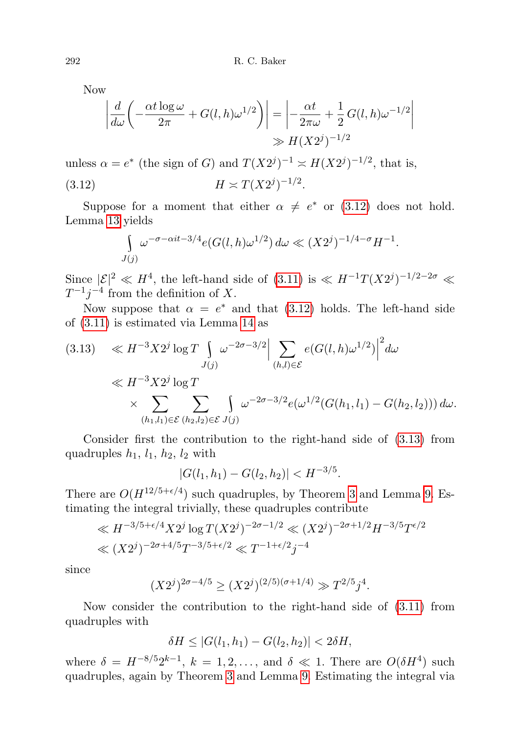Now

$$\left|\frac{d}{d\omega}\left(-\frac{\alpha t\log\omega}{2\pi}+G(l,h)\omega^{1/2}\right)\right| = \left|-\frac{\alpha t}{2\pi\omega}+\frac{1}{2}\,G(l,h)\omega^{-1/2}\right|$$
$$\gg H(X2^j)^{-1/2}$$

unless $\alpha = e^*$ (the sign of $G$) and $T(X2^j)^{-1} \asymp H(X2^j)^{-1/2}$, that is,

$$H \asymp T(X2^j)^{-1/2}. \tag{3.12}$$

Suppose for a moment that either $\alpha \neq e^*$ or (3.12) does not hold. Lemma 13 yields

$$\int_{J(j)} \omega^{-\sigma-\alpha it-3/4} e(G(l,h)\omega^{1/2})\,d\omega \ll (X2^j)^{-1/4-\sigma}H^{-1}.$$

Since $|\mathcal{E}|^2 \ll H^4$, the left-hand side of (3.11) is $\ll H^{-1}T(X2^j)^{-1/2-2\sigma} \ll T^{-1}j^{-4}$ from the definition of $X$.

Now suppose that $\alpha = e^*$ and that (3.12) holds. The left-hand side of (3.11) is estimated via Lemma 14 as

$$\begin{aligned}
&\ll H^{-3}X2^j\log T \int_{J(j)} \omega^{-2\sigma-3/2}\Big|\sum_{(h,l)\in\mathcal{E}} e(G(l,h)\omega^{1/2})\Big|^2 d\omega \qquad (3.13)\\
&\ll H^{-3}X2^j\log T\\
&\quad\times \sum_{(h_1,l_1)\in\mathcal{E}}\ \sum_{(h_2,l_2)\in\mathcal{E}}\ \int_{J(j)} \omega^{-2\sigma-3/2} e(\omega^{1/2}(G(h_1,l_1)-G(h_2,l_2)))\,d\omega.
\end{aligned}$$

Consider first the contribution to the right-hand side of (3.13) from quadruples $h_1$, $l_1$, $h_2$, $l_2$ with

$$|G(l_1,h_1)-G(l_2,h_2)| < H^{-3/5}.$$

There are $O(H^{12/5+\epsilon/4})$ such quadruples, by Theorem 3 and Lemma 9. Estimating the integral trivially, these quadruples contribute

$$\begin{aligned}
&\ll H^{-3/5+\epsilon/4}X2^j\log T(X2^j)^{-2\sigma-1/2} \ll (X2^j)^{-2\sigma+1/2}H^{-3/5}T^{\epsilon/2}\\
&\ll (X2^j)^{-2\sigma+4/5}T^{-3/5+\epsilon/2} \ll T^{-1+\epsilon/2}j^{-4}
\end{aligned}$$

since

$$(X2^j)^{2\sigma-4/5} \ge (X2^j)^{(2/5)(\sigma+1/4)} \gg T^{2/5}j^4.$$

Now consider the contribution to the right-hand side of (3.11) from quadruples with

$$\delta H \le |G(l_1,h_1)-G(l_2,h_2)| < 2\delta H,$$

where $\delta = H^{-8/5}2^{k-1}$, $k = 1,2,\dots$, and $\delta \ll 1$. There are $O(\delta H^4)$ such quadruples, again by Theorem 3 and Lemma 9. Estimating the integral via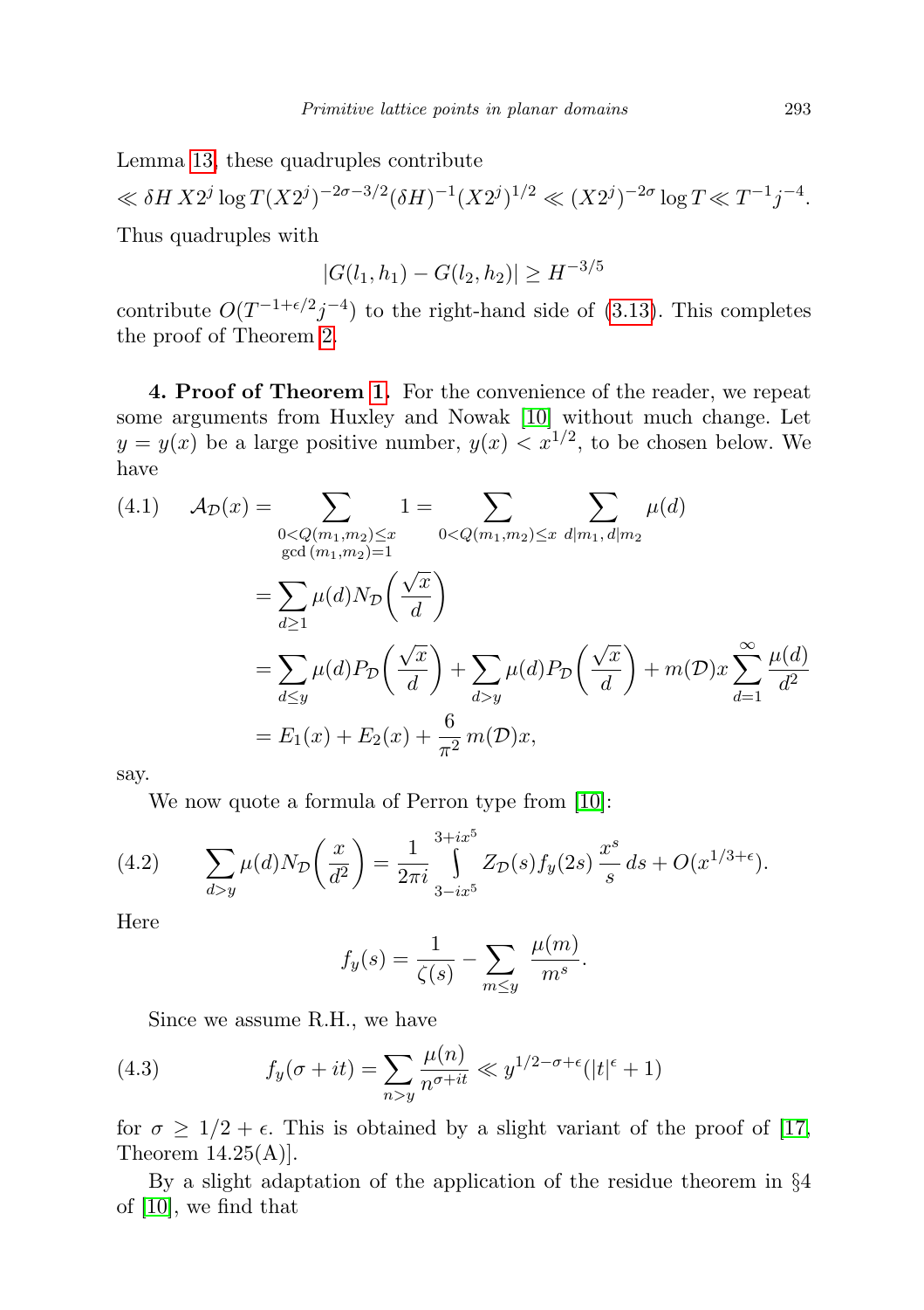Lemma 13, these quadruples contribute

$$\ll \delta H\, X2^j \log T (X2^j)^{-2\sigma-3/2}(\delta H)^{-1}(X2^j)^{1/2} \ll (X2^j)^{-2\sigma}\log T \ll T^{-1}j^{-4}.$$

Thus quadruples with

$$|G(l_1,h_1)-G(l_2,h_2)| \ge H^{-3/5}$$

contribute $O(T^{-1+\epsilon/2}j^{-4})$ to the right-hand side of (3.13). This completes the proof of Theorem 2.

**4. Proof of Theorem 1.** For the convenience of the reader, we repeat some arguments from Huxley and Nowak [10] without much change. Let $y = y(x)$ be a large positive number, $y(x) < x^{1/2}$, to be chosen below. We have

$$
\begin{aligned}
(4.1)\quad \mathcal{A}_{\mathcal{D}}(x) &= \sum_{\substack{0<Q(m_1,m_2)\le x\\ \gcd(m_1,m_2)=1}} 1 = \sum_{0<Q(m_1,m_2)\le x}\ \sum_{d\mid m_1,\, d\mid m_2} \mu(d)\\
&= \sum_{d\ge 1}\mu(d) N_{\mathcal{D}}\Big(\frac{\sqrt{x}}{d}\Big)\\
&= \sum_{d\le y}\mu(d) P_{\mathcal{D}}\Big(\frac{\sqrt{x}}{d}\Big) + \sum_{d> y}\mu(d) P_{\mathcal{D}}\Big(\frac{\sqrt{x}}{d}\Big) + m(\mathcal{D})x\sum_{d=1}^{\infty}\frac{\mu(d)}{d^2}\\
&= E_1(x) + E_2(x) + \frac{6}{\pi^2}\, m(\mathcal{D})x,
\end{aligned}
$$

say.

We now quote a formula of Perron type from [10]:

$$(4.2)\qquad \sum_{d>y}\mu(d) N_{\mathcal{D}}\Big(\frac{x}{d^2}\Big) = \frac{1}{2\pi i}\int_{3-ix^5}^{3+ix^5} Z_{\mathcal{D}}(s) f_y(2s)\,\frac{x^s}{s}\,ds + O(x^{1/3+\epsilon}).$$

Here

$$f_y(s) = \frac{1}{\zeta(s)} - \sum_{m\le y}\frac{\mu(m)}{m^s}.$$

Since we assume R.H., we have

$$(4.3)\qquad f_y(\sigma+it) = \sum_{n>y}\frac{\mu(n)}{n^{\sigma+it}} \ll y^{1/2-\sigma+\epsilon}(|t|^{\epsilon}+1)$$

for $\sigma \ge 1/2+\epsilon$. This is obtained by a slight variant of the proof of [17, Theorem 14.25(A)].

By a slight adaptation of the application of the residue theorem in §4 of [10], we find that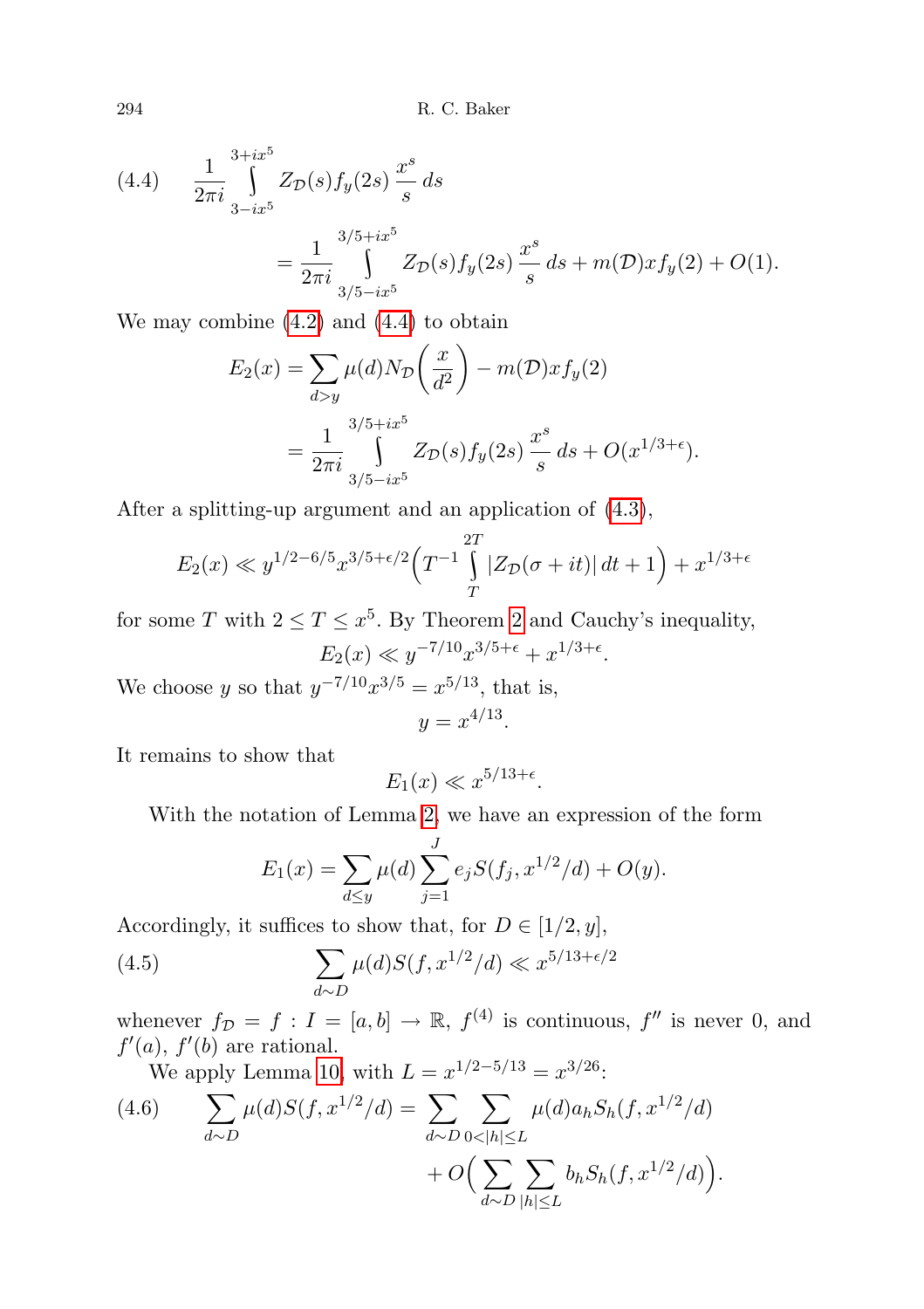$$(4.4)\qquad \frac{1}{2\pi i}\int_{3-ix^5}^{3+ix^5} Z_{\mathcal{D}}(s) f_y(2s)\,\frac{x^s}{s}\,ds$$
$$= \frac{1}{2\pi i}\int_{3/5-ix^5}^{3/5+ix^5} Z_{\mathcal{D}}(s) f_y(2s)\,\frac{x^s}{s}\,ds + m(\mathcal{D})x f_y(2) + O(1).$$

We may combine (4.2) and (4.4) to obtain

$$E_2(x) = \sum_{d>y}\mu(d)N_{\mathcal{D}}\bigg(\frac{x}{d^2}\bigg) - m(\mathcal{D})xf_y(2)$$
$$= \frac{1}{2\pi i}\int_{3/5-ix^5}^{3/5+ix^5} Z_{\mathcal{D}}(s) f_y(2s)\,\frac{x^s}{s}\,ds + O(x^{1/3+\epsilon}).$$

After a splitting-up argument and an application of (4.3),

$$E_2(x) \ll y^{1/2-6/5}x^{3/5+\epsilon/2}\Big(T^{-1}\int_T^{2T}|Z_{\mathcal{D}}(\sigma+it)|\,dt + 1\Big) + x^{1/3+\epsilon}$$

for some $T$ with $2 \le T \le x^5$. By Theorem 2 and Cauchy's inequality,

$$E_2(x) \ll y^{-7/10}x^{3/5+\epsilon} + x^{1/3+\epsilon}.$$

We choose $y$ so that $y^{-7/10}x^{3/5} = x^{5/13}$, that is,

$$y = x^{4/13}.$$

It remains to show that

$$E_1(x) \ll x^{5/13+\epsilon}.$$

With the notation of Lemma 2, we have an expression of the form

$$E_1(x) = \sum_{d\le y}\mu(d)\sum_{j=1}^{J} e_j S(f_j, x^{1/2}/d) + O(y).$$

Accordingly, it suffices to show that, for $D \in [1/2, y]$,

$$(4.5)\qquad \sum_{d\sim D}\mu(d)S(f, x^{1/2}/d) \ll x^{5/13+\epsilon/2}$$

whenever $f_{\mathcal{D}} = f : I = [a,b] \to \mathbb{R}$, $f^{(4)}$ is continuous, $f''$ is never 0, and $f'(a)$, $f'(b)$ are rational.

We apply Lemma 10, with $L = x^{1/2-5/13} = x^{3/26}$:

$$(4.6)\qquad \sum_{d\sim D}\mu(d)S(f, x^{1/2}/d) = \sum_{d\sim D}\sum_{0<|h|\le L}\mu(d)a_h S_h(f, x^{1/2}/d)$$
$$+ O\Big(\sum_{d\sim D}\sum_{|h|\le L} b_h S_h(f, x^{1/2}/d)\Big).$$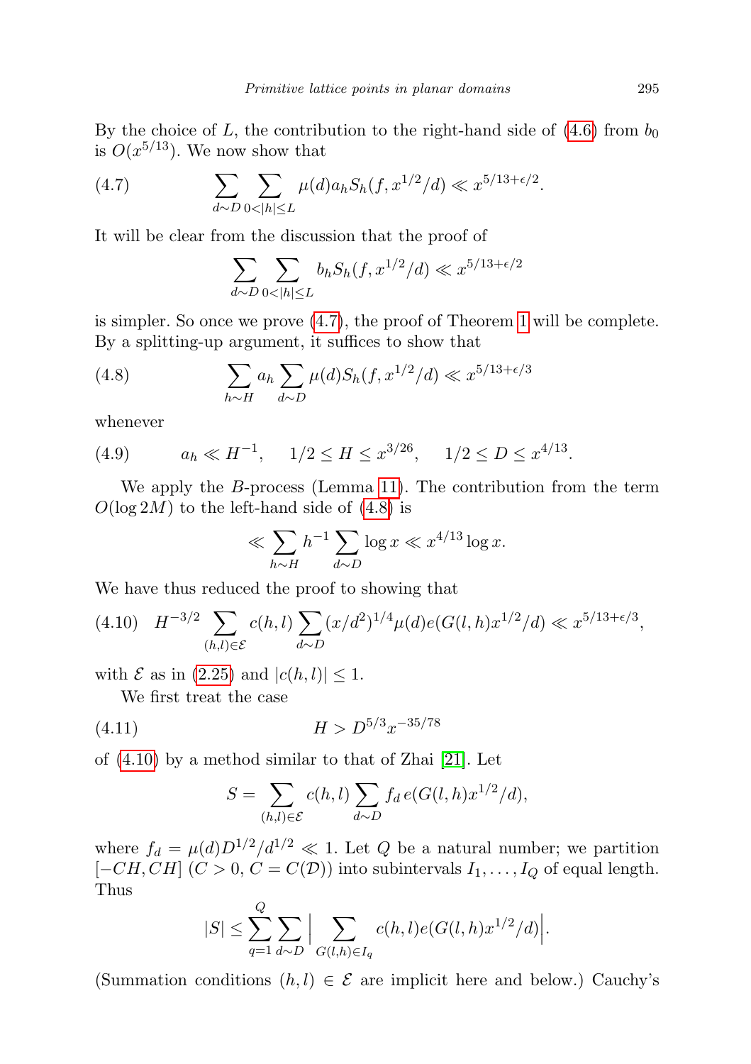By the choice of $L$, the contribution to the right-hand side of (4.6) from $b_0$ is $O(x^{5/13})$. We now show that

$$\sum_{d\sim D}\sum_{0<|h|\le L}\mu(d)a_h S_h(f,x^{1/2}/d)\ll x^{5/13+\epsilon/2}. \tag{4.7}$$

It will be clear from the discussion that the proof of

$$\sum_{d\sim D}\sum_{0<|h|\le L} b_h S_h(f,x^{1/2}/d)\ll x^{5/13+\epsilon/2}$$

is simpler. So once we prove (4.7), the proof of Theorem 1 will be complete. By a splitting-up argument, it suffices to show that

$$\sum_{h\sim H} a_h\sum_{d\sim D}\mu(d)S_h(f,x^{1/2}/d)\ll x^{5/13+\epsilon/3} \tag{4.8}$$

whenever

$$a_h\ll H^{-1},\qquad 1/2\le H\le x^{3/26},\qquad 1/2\le D\le x^{4/13}. \tag{4.9}$$

We apply the $B$-process (Lemma 11). The contribution from the term $O(\log 2M)$ to the left-hand side of (4.8) is

$$\ll \sum_{h\sim H} h^{-1}\sum_{d\sim D}\log x\ll x^{4/13}\log x.$$

We have thus reduced the proof to showing that

$$H^{-3/2}\sum_{(h,l)\in\mathcal{E}} c(h,l)\sum_{d\sim D}(x/d^2)^{1/4}\mu(d)e(G(l,h)x^{1/2}/d)\ll x^{5/13+\epsilon/3}, \tag{4.10}$$

with $\mathcal{E}$ as in (2.25) and $|c(h,l)|\le 1$.

We first treat the case

$$H > D^{5/3}x^{-35/78} \tag{4.11}$$

of (4.10) by a method similar to that of Zhai [21]. Let

$$S=\sum_{(h,l)\in\mathcal{E}} c(h,l)\sum_{d\sim D} f_d\, e(G(l,h)x^{1/2}/d),$$

where $f_d=\mu(d)D^{1/2}/d^{1/2}\ll 1$. Let $Q$ be a natural number; we partition $[-CH,CH]$ ($C>0$, $C=C(\mathcal{D})$) into subintervals $I_1,\dots,I_Q$ of equal length. Thus

$$|S|\le\sum_{q=1}^{Q}\sum_{d\sim D}\Big|\sum_{G(l,h)\in I_q} c(h,l)e(G(l,h)x^{1/2}/d)\Big|.$$

(Summation conditions $(h,l)\in\mathcal{E}$ are implicit here and below.) Cauchy's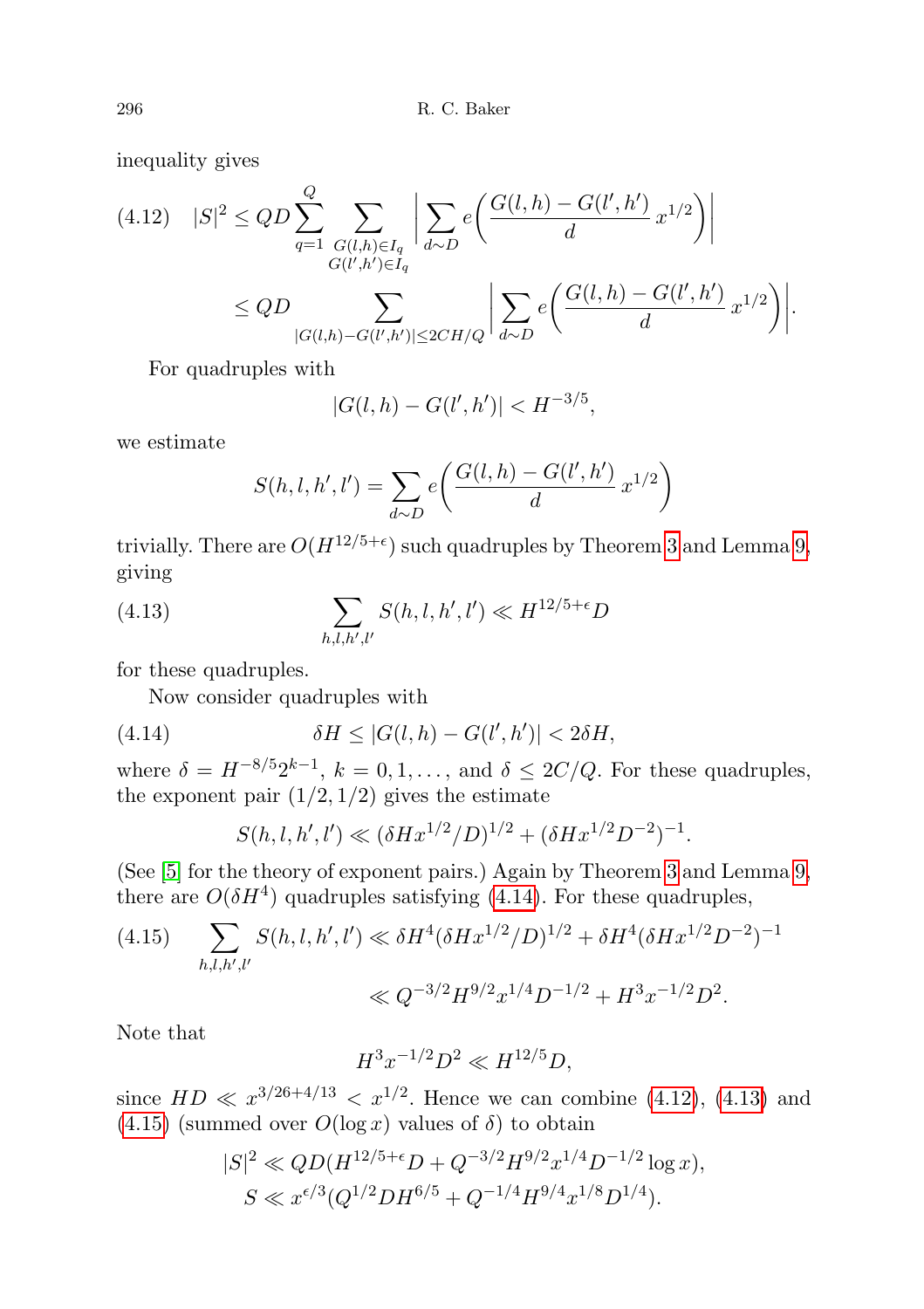inequality gives

$$(4.12)\quad |S|^2 \le QD \sum_{q=1}^{Q} \sum_{\substack{G(l,h)\in I_q\\ G(l',h')\in I_q}} \bigg| \sum_{d\sim D} e\bigg(\frac{G(l,h)-G(l',h')}{d}\, x^{1/2}\bigg)\bigg|$$

$$\le QD \sum_{|G(l,h)-G(l',h')|\le 2CH/Q} \bigg| \sum_{d\sim D} e\bigg(\frac{G(l,h)-G(l',h')}{d}\, x^{1/2}\bigg)\bigg|.$$

For quadruples with

$$|G(l,h)-G(l',h')| < H^{-3/5},$$

we estimate

$$S(h,l,h',l') = \sum_{d\sim D} e\bigg(\frac{G(l,h)-G(l',h')}{d}\, x^{1/2}\bigg)$$

trivially. There are $O(H^{12/5+\epsilon})$ such quadruples by Theorem 3 and Lemma 9, giving

$$(4.13)\qquad \sum_{h,l,h',l'} S(h,l,h',l') \ll H^{12/5+\epsilon} D$$

for these quadruples.

Now consider quadruples with

$$(4.14)\qquad \delta H \le |G(l,h)-G(l',h')| < 2\delta H,$$

where $\delta = H^{-8/5}2^{k-1}$, $k=0,1,\ldots$, and $\delta \le 2C/Q$. For these quadruples, the exponent pair $(1/2,1/2)$ gives the estimate

$$S(h,l,h',l') \ll (\delta H x^{1/2}/D)^{1/2} + (\delta H x^{1/2} D^{-2})^{-1}.$$

(See [5] for the theory of exponent pairs.) Again by Theorem 3 and Lemma 9, there are $O(\delta H^4)$ quadruples satisfying (4.14). For these quadruples,

$$(4.15)\quad \sum_{h,l,h',l'} S(h,l,h',l') \ll \delta H^4(\delta H x^{1/2}/D)^{1/2} + \delta H^4(\delta H x^{1/2} D^{-2})^{-1}$$

$$\ll Q^{-3/2}H^{9/2}x^{1/4}D^{-1/2} + H^3 x^{-1/2} D^2.$$

Note that

$$H^3 x^{-1/2} D^2 \ll H^{12/5} D,$$

since $HD \ll x^{3/26+4/13} < x^{1/2}$. Hence we can combine (4.12), (4.13) and (4.15) (summed over $O(\log x)$ values of $\delta$) to obtain

$$|S|^2 \ll QD(H^{12/5+\epsilon}D + Q^{-3/2}H^{9/2}x^{1/4}D^{-1/2}\log x),$$
$$S \ll x^{\epsilon/3}(Q^{1/2}DH^{6/5} + Q^{-1/4}H^{9/4}x^{1/8}D^{1/4}).$$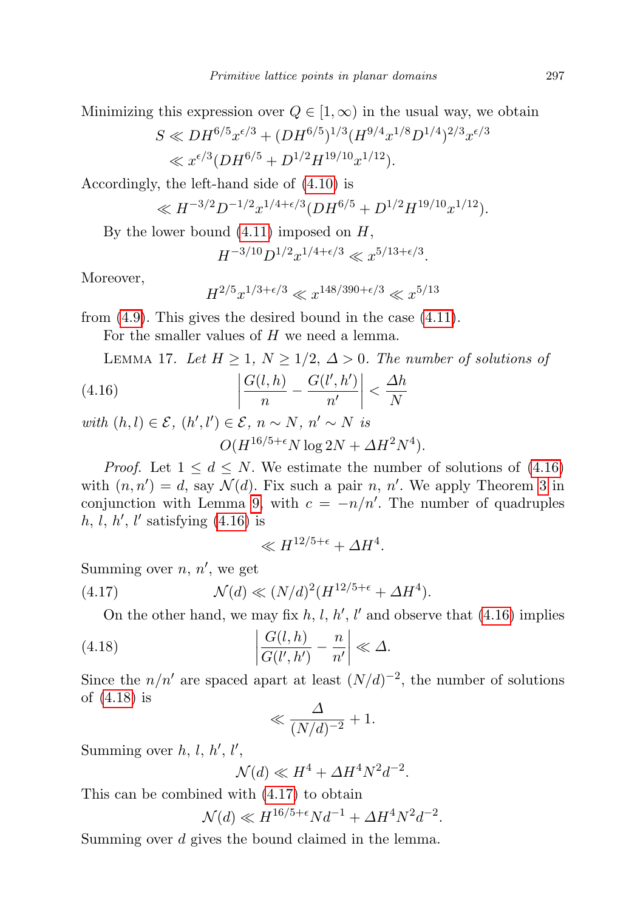Minimizing this expression over $Q \in [1,\infty)$ in the usual way, we obtain

$$S \ll DH^{6/5}x^{\epsilon/3} + (DH^{6/5})^{1/3}(H^{9/4}x^{1/8}D^{1/4})^{2/3}x^{\epsilon/3}$$
$$\ll x^{\epsilon/3}(DH^{6/5} + D^{1/2}H^{19/10}x^{1/12}).$$

Accordingly, the left-hand side of (4.10) is

$$\ll H^{-3/2}D^{-1/2}x^{1/4+\epsilon/3}(DH^{6/5} + D^{1/2}H^{19/10}x^{1/12}).$$

By the lower bound (4.11) imposed on $H$,

$$H^{-3/10}D^{1/2}x^{1/4+\epsilon/3} \ll x^{5/13+\epsilon/3}.$$

Moreover,

$$H^{2/5}x^{1/3+\epsilon/3} \ll x^{148/390+\epsilon/3} \ll x^{5/13}$$

from (4.9). This gives the desired bound in the case (4.11).

For the smaller values of $H$ we need a lemma.

Lemma 17. *Let $H \geq 1$, $N \geq 1/2$, $\Delta > 0$. The number of solutions of*

$$\left|\frac{G(l,h)}{n} - \frac{G(l',h')}{n'}\right| < \frac{\Delta h}{N} \tag{4.16}$$

*with $(h,l) \in \mathcal{E}$, $(h',l') \in \mathcal{E}$, $n \sim N$, $n' \sim N$ is*

$$O(H^{16/5+\epsilon}N\log 2N + \Delta H^2N^4).$$

*Proof.* Let $1 \leq d \leq N$. We estimate the number of solutions of (4.16) with $(n,n') = d$, say $\mathcal{N}(d)$. Fix such a pair $n$, $n'$. We apply Theorem 3 in conjunction with Lemma 9, with $c = -n/n'$. The number of quadruples $h$, $l$, $h'$, $l'$ satisfying (4.16) is

$$\ll H^{12/5+\epsilon} + \Delta H^4.$$

Summing over $n$, $n'$, we get

$$\mathcal{N}(d) \ll (N/d)^2(H^{12/5+\epsilon} + \Delta H^4). \tag{4.17}$$

On the other hand, we may fix $h$, $l$, $h'$, $l'$ and observe that (4.16) implies

$$\left|\frac{G(l,h)}{G(l',h')} - \frac{n}{n'}\right| \ll \Delta. \tag{4.18}$$

Since the $n/n'$ are spaced apart at least $(N/d)^{-2}$, the number of solutions of (4.18) is

$$\ll \frac{\Delta}{(N/d)^{-2}} + 1.$$

Summing over $h$, $l$, $h'$, $l'$,

$$\mathcal{N}(d) \ll H^4 + \Delta H^4N^2d^{-2}.$$

This can be combined with (4.17) to obtain

$$\mathcal{N}(d) \ll H^{16/5+\epsilon}Nd^{-1} + \Delta H^4N^2d^{-2}.$$

Summing over $d$ gives the bound claimed in the lemma.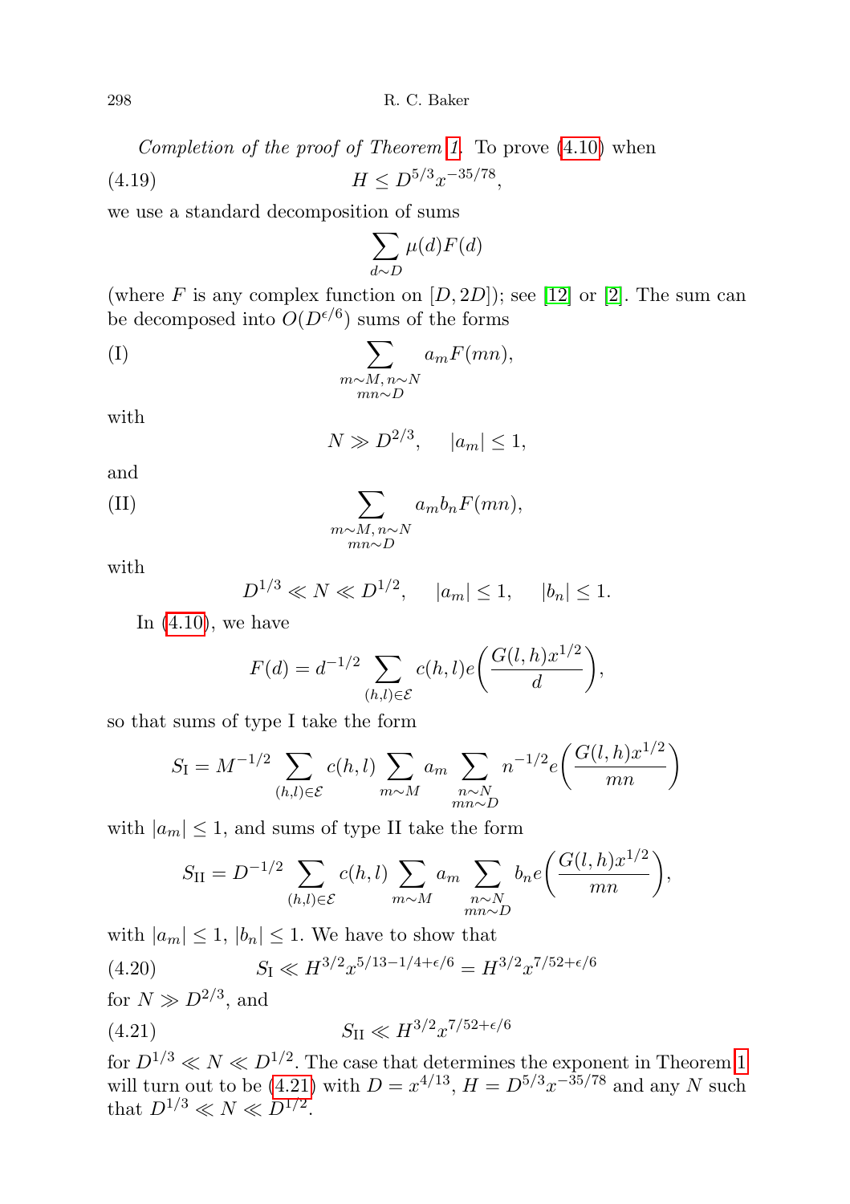*Completion of the proof of Theorem 1.* To prove (4.10) when

$$H \le D^{5/3} x^{-35/78}, \tag{4.19}$$

we use a standard decomposition of sums

$$\sum_{d \sim D} \mu(d) F(d)$$

(where $F$ is any complex function on $[D, 2D]$); see [12] or [2]. The sum can be decomposed into $O(D^{\epsilon/6})$ sums of the forms

$$\sum_{\substack{m \sim M,\, n \sim N \\ mn \sim D}} a_m F(mn), \tag{I}$$

with

$$N \gg D^{2/3}, \quad |a_m| \le 1,$$

and

$$\sum_{\substack{m \sim M,\, n \sim N \\ mn \sim D}} a_m b_n F(mn), \tag{II}$$

with

$$D^{1/3} \ll N \ll D^{1/2}, \quad |a_m| \le 1, \quad |b_n| \le 1.$$

In (4.10), we have

$$F(d) = d^{-1/2} \sum_{(h,l) \in \mathcal{E}} c(h,l) e\left(\frac{G(l,h) x^{1/2}}{d}\right),$$

so that sums of type I take the form

$$S_{\mathrm{I}} = M^{-1/2} \sum_{(h,l) \in \mathcal{E}} c(h,l) \sum_{m \sim M} a_m \sum_{\substack{n \sim N \\ mn \sim D}} n^{-1/2} e\left(\frac{G(l,h) x^{1/2}}{mn}\right)$$

with $|a_m| \le 1$, and sums of type II take the form

$$S_{\mathrm{II}} = D^{-1/2} \sum_{(h,l) \in \mathcal{E}} c(h,l) \sum_{m \sim M} a_m \sum_{\substack{n \sim N \\ mn \sim D}} b_n e\left(\frac{G(l,h) x^{1/2}}{mn}\right),$$

with $|a_m| \le 1$, $|b_n| \le 1$. We have to show that

$$S_{\mathrm{I}} \ll H^{3/2} x^{5/13 - 1/4 + \epsilon/6} = H^{3/2} x^{7/52 + \epsilon/6} \tag{4.20}$$

for $N \gg D^{2/3}$, and

$$S_{\mathrm{II}} \ll H^{3/2} x^{7/52 + \epsilon/6} \tag{4.21}$$

for $D^{1/3} \ll N \ll D^{1/2}$. The case that determines the exponent in Theorem 1 will turn out to be (4.21) with $D = x^{4/13}$, $H = D^{5/3} x^{-35/78}$ and any $N$ such that $D^{1/3} \ll N \ll D^{1/2}$.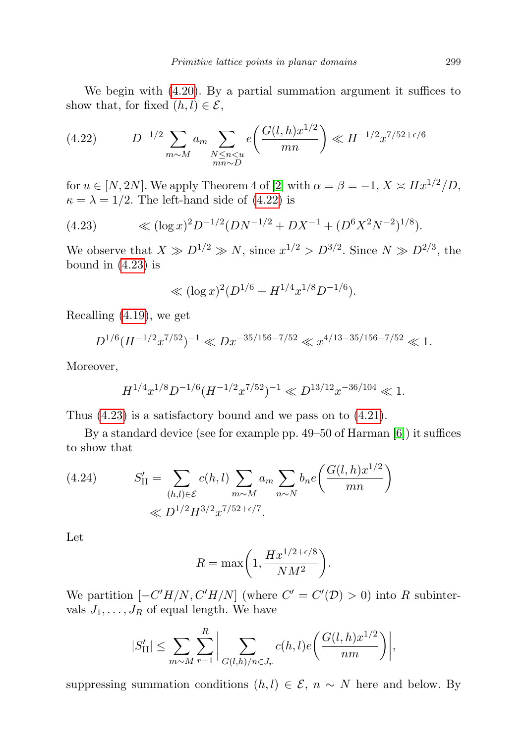We begin with (4.20). By a partial summation argument it suffices to show that, for fixed $(h,l) \in \mathcal{E}$,

$$D^{-1/2} \sum_{m \sim M} a_m \sum_{\substack{N \le n < u \\ mn \sim D}} e\left(\frac{G(l,h)x^{1/2}}{mn}\right) \ll H^{-1/2} x^{7/52+\epsilon/6} \tag{4.22}$$

for $u \in [N, 2N]$. We apply Theorem 4 of [2] with $\alpha = \beta = -1$, $X \asymp Hx^{1/2}/D$, $\kappa = \lambda = 1/2$. The left-hand side of (4.22) is

$$\ll (\log x)^2 D^{-1/2} (DN^{-1/2} + DX^{-1} + (D^6 X^2 N^{-2})^{1/8}). \tag{4.23}$$

We observe that $X \gg D^{1/2} \gg N$, since $x^{1/2} > D^{3/2}$. Since $N \gg D^{2/3}$, the bound in (4.23) is

$$\ll (\log x)^2 (D^{1/6} + H^{1/4} x^{1/8} D^{-1/6}).$$

Recalling (4.19), we get

$$D^{1/6} (H^{-1/2} x^{7/52})^{-1} \ll D x^{-35/156 - 7/52} \ll x^{4/13 - 35/156 - 7/52} \ll 1.$$

Moreover,

$$H^{1/4} x^{1/8} D^{-1/6} (H^{-1/2} x^{7/52})^{-1} \ll D^{13/12} x^{-36/104} \ll 1.$$

Thus (4.23) is a satisfactory bound and we pass on to (4.21).

By a standard device (see for example pp. 49–50 of Harman [6]) it suffices to show that

$$\begin{aligned} S'_{\mathrm{II}} = \sum_{(h,l) \in \mathcal{E}} c(h,l) \sum_{m \sim M} a_m \sum_{n \sim N} b_n e\left(\frac{G(l,h)x^{1/2}}{mn}\right) \\ \ll D^{1/2} H^{3/2} x^{7/52+\epsilon/7}. \end{aligned} \tag{4.24}$$

Let

$$R = \max\left(1, \frac{Hx^{1/2+\epsilon/8}}{NM^2}\right).$$

We partition $[-C'H/N, C'H/N]$ (where $C' = C'(\mathcal{D}) > 0$) into $R$ subintervals $J_1, \ldots, J_R$ of equal length. We have

$$|S'_{\mathrm{II}}| \le \sum_{m \sim M} \sum_{r=1}^{R} \left| \sum_{G(l,h)/n \in J_r} c(h,l) e\left(\frac{G(l,h)x^{1/2}}{nm}\right)\right|,$$

suppressing summation conditions $(h,l) \in \mathcal{E}$, $n \sim N$ here and below. By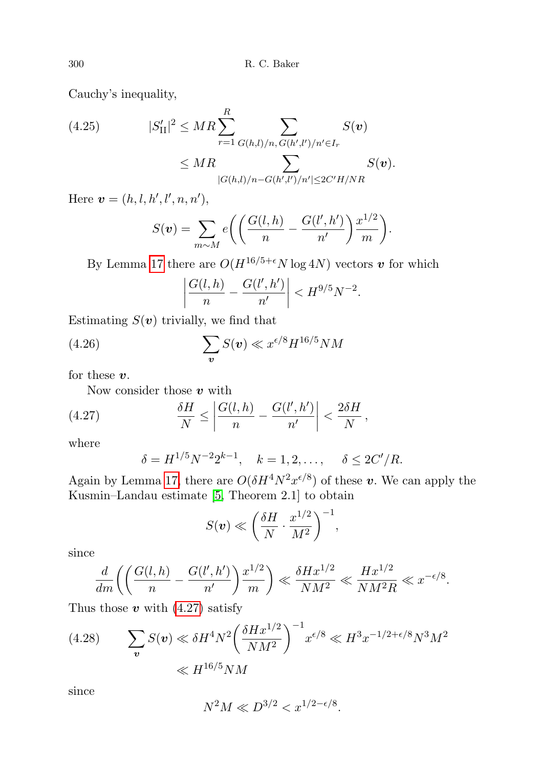Cauchy's inequality,

$$
\begin{aligned}
(4.25)\qquad |S'_{\rm II}|^2 &\le MR\sum_{r=1}^{R}\ \sum_{G(h,l)/n,\,G(h',l')/n'\in I_r} S(\boldsymbol{v})\\
&\le MR \sum_{|G(h,l)/n - G(h',l')/n'|\le 2C'H/NR} S(\boldsymbol{v}).
\end{aligned}
$$

Here $\boldsymbol{v} = (h,l,h',l',n,n')$,

$$
S(\boldsymbol{v}) = \sum_{m\sim M} e\bigg(\bigg(\frac{G(l,h)}{n} - \frac{G(l',h')}{n'}\bigg)\frac{x^{1/2}}{m}\bigg).
$$

By Lemma 17 there are $O(H^{16/5+\epsilon}N\log 4N)$ vectors $\boldsymbol{v}$ for which

$$
\bigg|\frac{G(l,h)}{n} - \frac{G(l',h')}{n'}\bigg| < H^{9/5}N^{-2}.
$$

Estimating $S(\boldsymbol{v})$ trivially, we find that

$$
(4.26)\qquad \sum_{\boldsymbol{v}} S(\boldsymbol{v}) \ll x^{\epsilon/8}H^{16/5}NM
$$

for these $\boldsymbol{v}$.

Now consider those $\boldsymbol{v}$ with

$$
(4.27)\qquad \frac{\delta H}{N} \le \bigg|\frac{G(l,h)}{n} - \frac{G(l',h')}{n'}\bigg| < \frac{2\delta H}{N}\,,
$$

where

$$
\delta = H^{1/5}N^{-2}2^{k-1},\quad k=1,2,\ldots,\qquad \delta\le 2C'/R.
$$

Again by Lemma 17, there are $O(\delta H^4N^2x^{\epsilon/8})$ of these $\boldsymbol{v}$. We can apply the Kusmin–Landau estimate [5, Theorem 2.1] to obtain

$$
S(\boldsymbol{v}) \ll \bigg(\frac{\delta H}{N}\cdot\frac{x^{1/2}}{M^2}\bigg)^{-1},
$$

since

$$
\frac{d}{dm}\bigg(\bigg(\frac{G(l,h)}{n} - \frac{G(l',h')}{n'}\bigg)\frac{x^{1/2}}{m}\bigg) \ll \frac{\delta H x^{1/2}}{NM^2} \ll \frac{Hx^{1/2}}{NM^2R} \ll x^{-\epsilon/8}.
$$

Thus those $\boldsymbol{v}$ with (4.27) satisfy

$$
\begin{aligned}
(4.28)\qquad \sum_{\boldsymbol{v}} S(\boldsymbol{v}) &\ll \delta H^4N^2\bigg(\frac{\delta H x^{1/2}}{NM^2}\bigg)^{-1}x^{\epsilon/8} \ll H^3x^{-1/2+\epsilon/8}N^3M^2\\
&\ll H^{16/5}NM
\end{aligned}
$$

since

$$
N^2M \ll D^{3/2} < x^{1/2-\epsilon/8}.
$$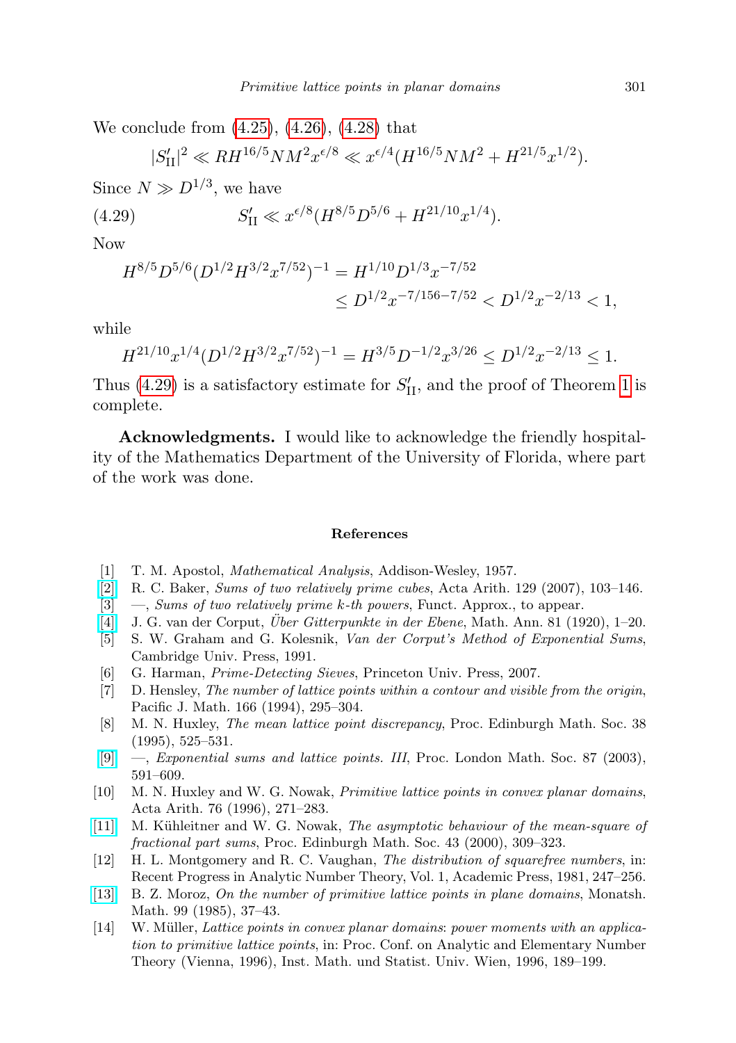We conclude from (4.25), (4.26), (4.28) that

$$|S'_{\rm II}|^2 \ll RH^{16/5}NM^2x^{\epsilon/8} \ll x^{\epsilon/4}(H^{16/5}NM^2 + H^{21/5}x^{1/2}).$$

Since $N \gg D^{1/3}$, we have

$$S'_{\rm II} \ll x^{\epsilon/8}(H^{8/5}D^{5/6} + H^{21/10}x^{1/4}). \tag{4.29}$$

Now

$$\begin{aligned} H^{8/5}D^{5/6}(D^{1/2}H^{3/2}x^{7/52})^{-1} &= H^{1/10}D^{1/3}x^{-7/52} \\ &\le D^{1/2}x^{-7/156-7/52} < D^{1/2}x^{-2/13} < 1, \end{aligned}$$

while

$$H^{21/10}x^{1/4}(D^{1/2}H^{3/2}x^{7/52})^{-1} = H^{3/5}D^{-1/2}x^{3/26} \le D^{1/2}x^{-2/13} \le 1.$$

Thus (4.29) is a satisfactory estimate for $S'_{\rm II}$, and the proof of Theorem 1 is complete.

**Acknowledgments.** I would like to acknowledge the friendly hospitality of the Mathematics Department of the University of Florida, where part of the work was done.

## References

[1] T. M. Apostol, *Mathematical Analysis*, Addison-Wesley, 1957.

[2] R. C. Baker, *Sums of two relatively prime cubes*, Acta Arith. 129 (2007), 103–146.

[3] —, *Sums of two relatively prime k-th powers*, Funct. Approx., to appear.

[4] J. G. van der Corput, *Über Gitterpunkte in der Ebene*, Math. Ann. 81 (1920), 1–20.

[5] S. W. Graham and G. Kolesnik, *Van der Corput's Method of Exponential Sums*, Cambridge Univ. Press, 1991.

[6] G. Harman, *Prime-Detecting Sieves*, Princeton Univ. Press, 2007.

[7] D. Hensley, *The number of lattice points within a contour and visible from the origin*, Pacific J. Math. 166 (1994), 295–304.

[8] M. N. Huxley, *The mean lattice point discrepancy*, Proc. Edinburgh Math. Soc. 38 (1995), 525–531.

[9] —, *Exponential sums and lattice points. III*, Proc. London Math. Soc. 87 (2003), 591–609.

[10] M. N. Huxley and W. G. Nowak, *Primitive lattice points in convex planar domains*, Acta Arith. 76 (1996), 271–283.

[11] M. Kühleitner and W. G. Nowak, *The asymptotic behaviour of the mean-square of fractional part sums*, Proc. Edinburgh Math. Soc. 43 (2000), 309–323.

[12] H. L. Montgomery and R. C. Vaughan, *The distribution of squarefree numbers*, in: Recent Progress in Analytic Number Theory, Vol. 1, Academic Press, 1981, 247–256.

[13] B. Z. Moroz, *On the number of primitive lattice points in plane domains*, Monatsh. Math. 99 (1985), 37–43.

[14] W. Müller, *Lattice points in convex planar domains: power moments with an application to primitive lattice points*, in: Proc. Conf. on Analytic and Elementary Number Theory (Vienna, 1996), Inst. Math. und Statist. Univ. Wien, 1996, 189–199.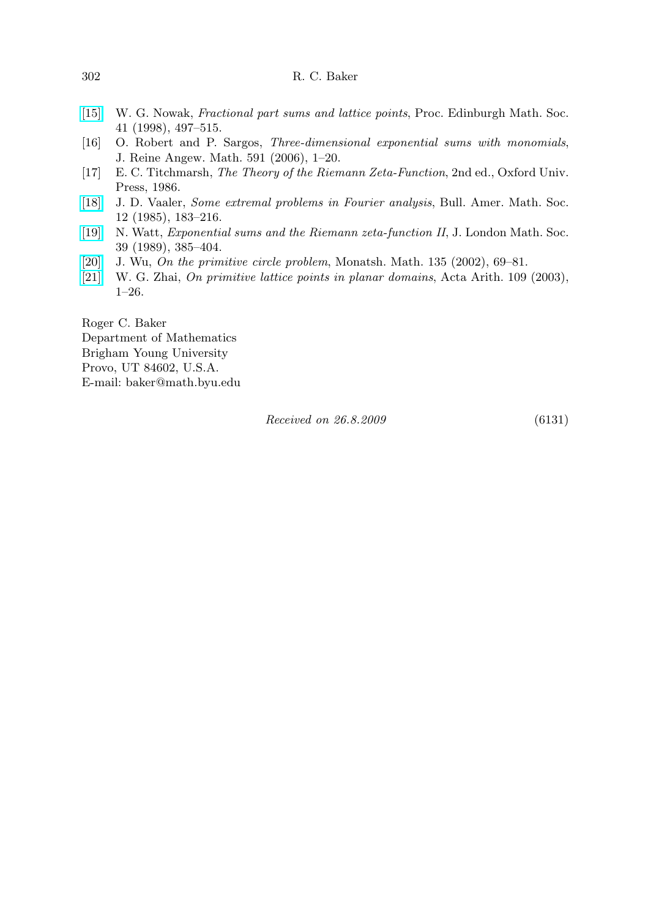[15] W. G. Nowak, *Fractional part sums and lattice points*, Proc. Edinburgh Math. Soc. 41 (1998), 497–515.

[16] O. Robert and P. Sargos, *Three-dimensional exponential sums with monomials*, J. Reine Angew. Math. 591 (2006), 1–20.

[17] E. C. Titchmarsh, *The Theory of the Riemann Zeta-Function*, 2nd ed., Oxford Univ. Press, 1986.

[18] J. D. Vaaler, *Some extremal problems in Fourier analysis*, Bull. Amer. Math. Soc. 12 (1985), 183–216.

[19] N. Watt, *Exponential sums and the Riemann zeta-function II*, J. London Math. Soc. 39 (1989), 385–404.

[20] J. Wu, *On the primitive circle problem*, Monatsh. Math. 135 (2002), 69–81.

[21] W. G. Zhai, *On primitive lattice points in planar domains*, Acta Arith. 109 (2003), 1–26.

Roger C. Baker
Department of Mathematics
Brigham Young University
Provo, UT 84602, U.S.A.
E-mail: baker@math.byu.edu

*Received on 26.8.2009* (6131)